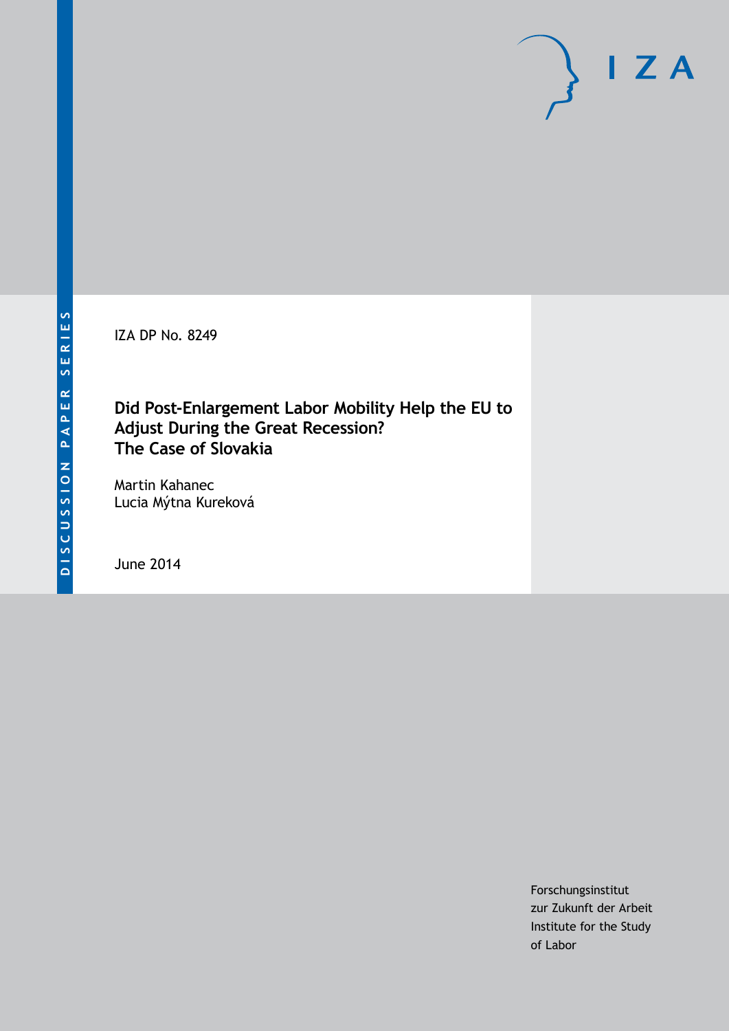DISCUSSION PAPER SERIES

IZA DP No. 8249

# Did Post-Enlargement Labor Mobility Help the EU to Adjust During the Great Recession? The Case of Slovakia

Martin Kahanec
Lucia Mýtna Kureková

June 2014

Forschungsinstitut
zur Zukunft der Arbeit
Institute for the Study
of Labor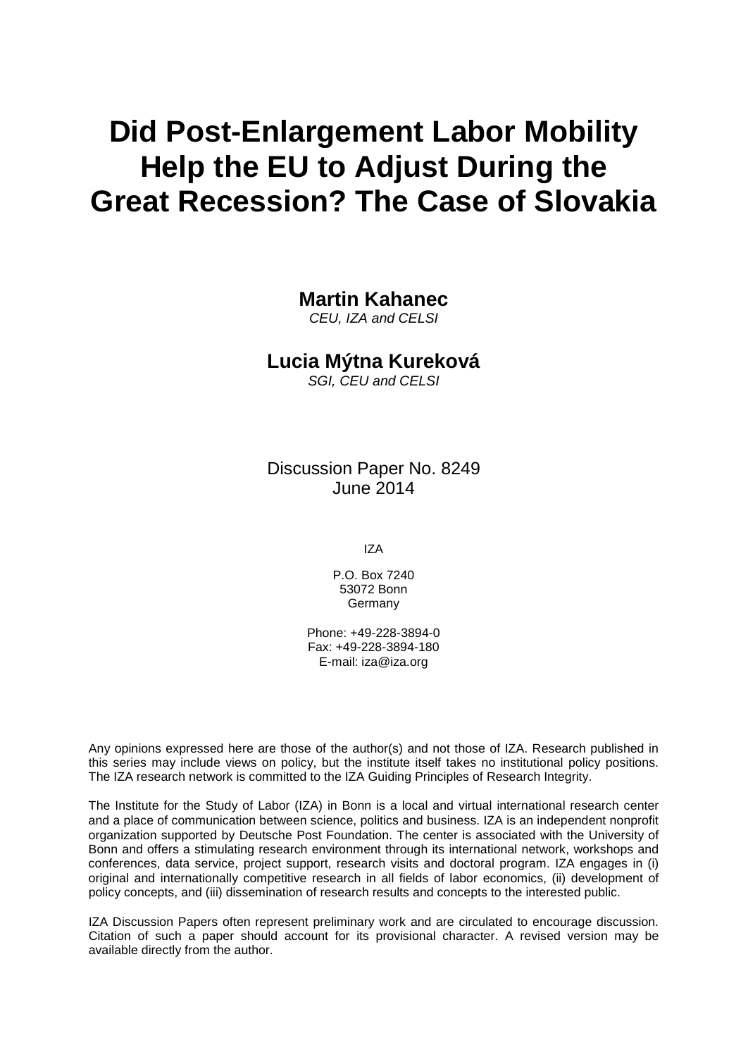# Did Post-Enlargement Labor Mobility Help the EU to Adjust During the Great Recession? The Case of Slovakia

**Martin Kahanec**
*CEU, IZA and CELSI*

**Lucia Mýtna Kureková**
*SGI, CEU and CELSI*

Discussion Paper No. 8249
June 2014

IZA

P.O. Box 7240
53072 Bonn
Germany

Phone: +49-228-3894-0
Fax: +49-228-3894-180
E-mail: iza@iza.org

Any opinions expressed here are those of the author(s) and not those of IZA. Research published in this series may include views on policy, but the institute itself takes no institutional policy positions. The IZA research network is committed to the IZA Guiding Principles of Research Integrity.

The Institute for the Study of Labor (IZA) in Bonn is a local and virtual international research center and a place of communication between science, politics and business. IZA is an independent nonprofit organization supported by Deutsche Post Foundation. The center is associated with the University of Bonn and offers a stimulating research environment through its international network, workshops and conferences, data service, project support, research visits and doctoral program. IZA engages in (i) original and internationally competitive research in all fields of labor economics, (ii) development of policy concepts, and (iii) dissemination of research results and concepts to the interested public.

IZA Discussion Papers often represent preliminary work and are circulated to encourage discussion. Citation of such a paper should account for its provisional character. A revised version may be available directly from the author.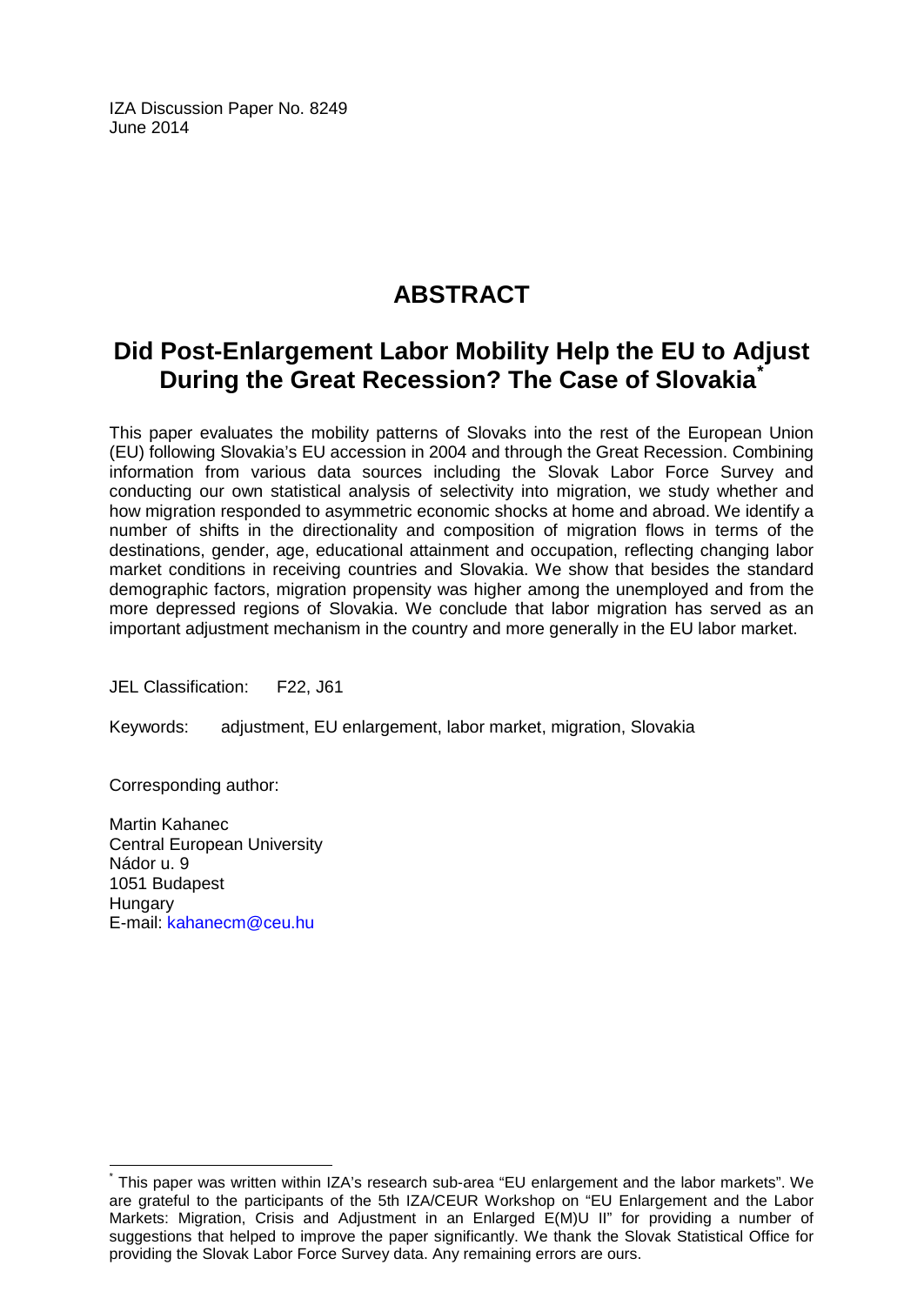IZA Discussion Paper No. 8249
June 2014

# ABSTRACT

## Did Post-Enlargement Labor Mobility Help the EU to Adjust During the Great Recession? The Case of Slovakia*

This paper evaluates the mobility patterns of Slovaks into the rest of the European Union (EU) following Slovakia's EU accession in 2004 and through the Great Recession. Combining information from various data sources including the Slovak Labor Force Survey and conducting our own statistical analysis of selectivity into migration, we study whether and how migration responded to asymmetric economic shocks at home and abroad. We identify a number of shifts in the directionality and composition of migration flows in terms of the destinations, gender, age, educational attainment and occupation, reflecting changing labor market conditions in receiving countries and Slovakia. We show that besides the standard demographic factors, migration propensity was higher among the unemployed and from the more depressed regions of Slovakia. We conclude that labor migration has served as an important adjustment mechanism in the country and more generally in the EU labor market.

JEL Classification: F22, J61

Keywords: adjustment, EU enlargement, labor market, migration, Slovakia

Corresponding author:

Martin Kahanec
Central European University
Nádor u. 9
1051 Budapest
Hungary
E-mail: kahanecm@ceu.hu

---

* This paper was written within IZA's research sub-area "EU enlargement and the labor markets". We are grateful to the participants of the 5th IZA/CEUR Workshop on "EU Enlargement and the Labor Markets: Migration, Crisis and Adjustment in an Enlarged E(M)U II" for providing a number of suggestions that helped to improve the paper significantly. We thank the Slovak Statistical Office for providing the Slovak Labor Force Survey data. Any remaining errors are ours.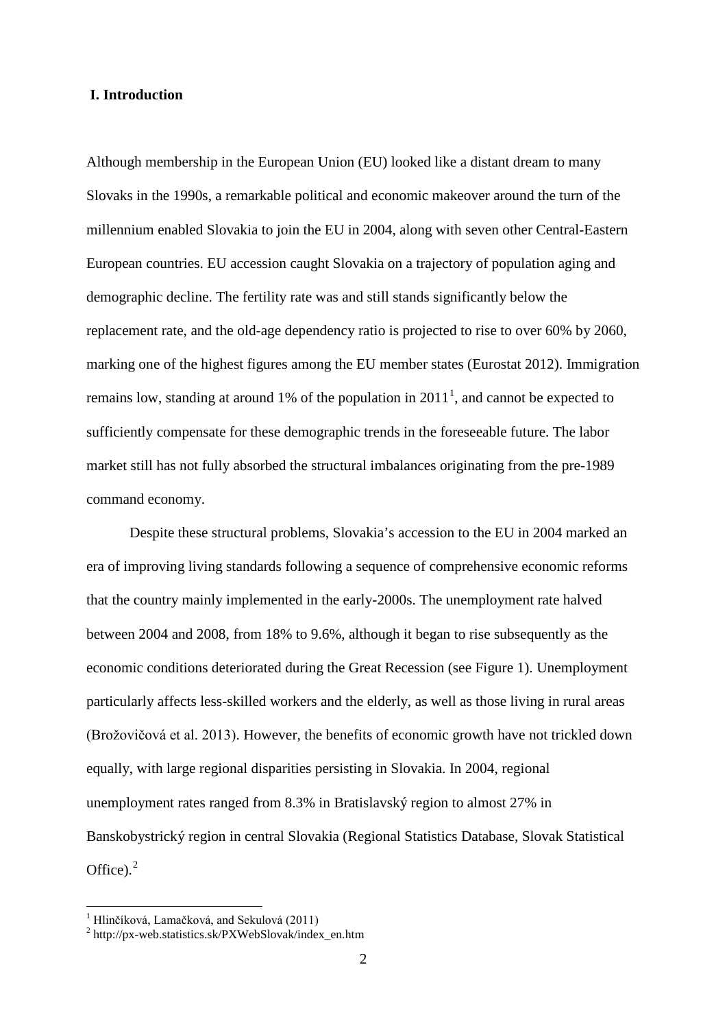## I. Introduction

Although membership in the European Union (EU) looked like a distant dream to many Slovaks in the 1990s, a remarkable political and economic makeover around the turn of the millennium enabled Slovakia to join the EU in 2004, along with seven other Central-Eastern European countries. EU accession caught Slovakia on a trajectory of population aging and demographic decline. The fertility rate was and still stands significantly below the replacement rate, and the old-age dependency ratio is projected to rise to over 60% by 2060, marking one of the highest figures among the EU member states (Eurostat 2012). Immigration remains low, standing at around 1% of the population in 2011[1], and cannot be expected to sufficiently compensate for these demographic trends in the foreseeable future. The labor market still has not fully absorbed the structural imbalances originating from the pre-1989 command economy.

Despite these structural problems, Slovakia's accession to the EU in 2004 marked an era of improving living standards following a sequence of comprehensive economic reforms that the country mainly implemented in the early-2000s. The unemployment rate halved between 2004 and 2008, from 18% to 9.6%, although it began to rise subsequently as the economic conditions deteriorated during the Great Recession (see Figure 1). Unemployment particularly affects less-skilled workers and the elderly, as well as those living in rural areas (Brožovičová et al. 2013). However, the benefits of economic growth have not trickled down equally, with large regional disparities persisting in Slovakia. In 2004, regional unemployment rates ranged from 8.3% in Bratislavský region to almost 27% in Banskobystrický region in central Slovakia (Regional Statistics Database, Slovak Statistical Office).[2]

[1] Hlinčíková, Lamačková, and Sekulová (2011)

[2] http://px-web.statistics.sk/PXWebSlovak/index_en.htm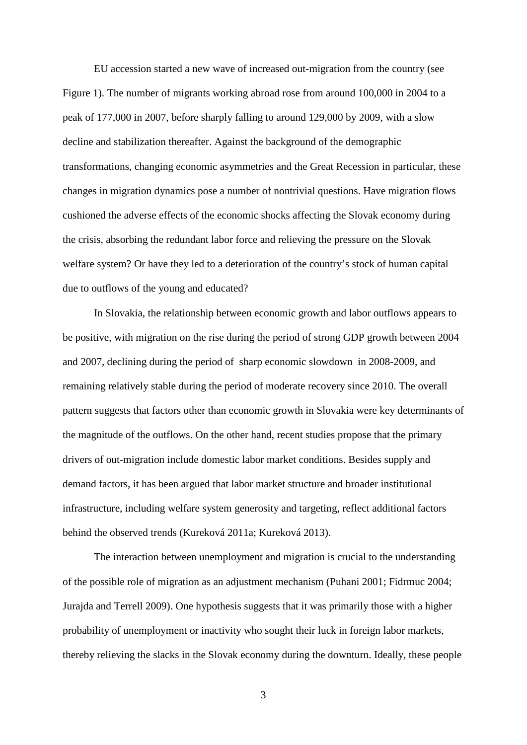EU accession started a new wave of increased out-migration from the country (see Figure 1). The number of migrants working abroad rose from around 100,000 in 2004 to a peak of 177,000 in 2007, before sharply falling to around 129,000 by 2009, with a slow decline and stabilization thereafter. Against the background of the demographic transformations, changing economic asymmetries and the Great Recession in particular, these changes in migration dynamics pose a number of nontrivial questions. Have migration flows cushioned the adverse effects of the economic shocks affecting the Slovak economy during the crisis, absorbing the redundant labor force and relieving the pressure on the Slovak welfare system? Or have they led to a deterioration of the country's stock of human capital due to outflows of the young and educated?

In Slovakia, the relationship between economic growth and labor outflows appears to be positive, with migration on the rise during the period of strong GDP growth between 2004 and 2007, declining during the period of sharp economic slowdown in 2008-2009, and remaining relatively stable during the period of moderate recovery since 2010. The overall pattern suggests that factors other than economic growth in Slovakia were key determinants of the magnitude of the outflows. On the other hand, recent studies propose that the primary drivers of out-migration include domestic labor market conditions. Besides supply and demand factors, it has been argued that labor market structure and broader institutional infrastructure, including welfare system generosity and targeting, reflect additional factors behind the observed trends (Kureková 2011a; Kureková 2013).

The interaction between unemployment and migration is crucial to the understanding of the possible role of migration as an adjustment mechanism (Puhani 2001; Fidrmuc 2004; Jurajda and Terrell 2009). One hypothesis suggests that it was primarily those with a higher probability of unemployment or inactivity who sought their luck in foreign labor markets, thereby relieving the slacks in the Slovak economy during the downturn. Ideally, these people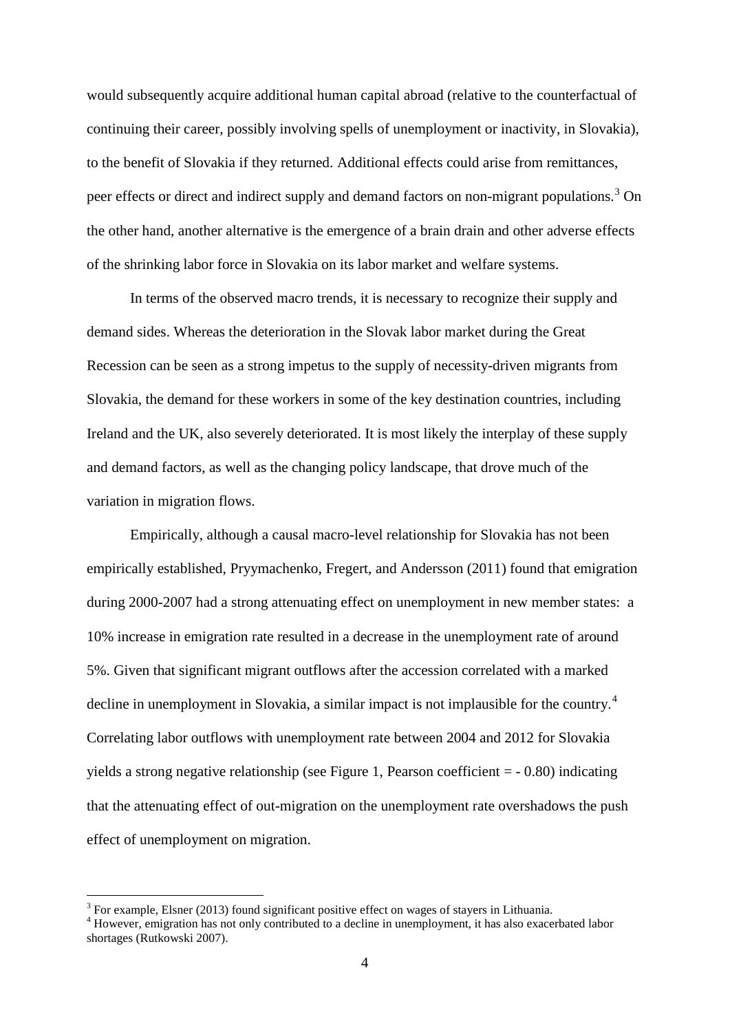would subsequently acquire additional human capital abroad (relative to the counterfactual of continuing their career, possibly involving spells of unemployment or inactivity, in Slovakia), to the benefit of Slovakia if they returned. Additional effects could arise from remittances, peer effects or direct and indirect supply and demand factors on non-migrant populations.[3] On the other hand, another alternative is the emergence of a brain drain and other adverse effects of the shrinking labor force in Slovakia on its labor market and welfare systems.

In terms of the observed macro trends, it is necessary to recognize their supply and demand sides. Whereas the deterioration in the Slovak labor market during the Great Recession can be seen as a strong impetus to the supply of necessity-driven migrants from Slovakia, the demand for these workers in some of the key destination countries, including Ireland and the UK, also severely deteriorated. It is most likely the interplay of these supply and demand factors, as well as the changing policy landscape, that drove much of the variation in migration flows.

Empirically, although a causal macro-level relationship for Slovakia has not been empirically established, Pryymachenko, Fregert, and Andersson (2011) found that emigration during 2000-2007 had a strong attenuating effect on unemployment in new member states: a 10% increase in emigration rate resulted in a decrease in the unemployment rate of around 5%. Given that significant migrant outflows after the accession correlated with a marked decline in unemployment in Slovakia, a similar impact is not implausible for the country.[4] Correlating labor outflows with unemployment rate between 2004 and 2012 for Slovakia yields a strong negative relationship (see Figure 1, Pearson coefficient = - 0.80) indicating that the attenuating effect of out-migration on the unemployment rate overshadows the push effect of unemployment on migration.

[3] For example, Elsner (2013) found significant positive effect on wages of stayers in Lithuania.

[4] However, emigration has not only contributed to a decline in unemployment, it has also exacerbated labor shortages (Rutkowski 2007).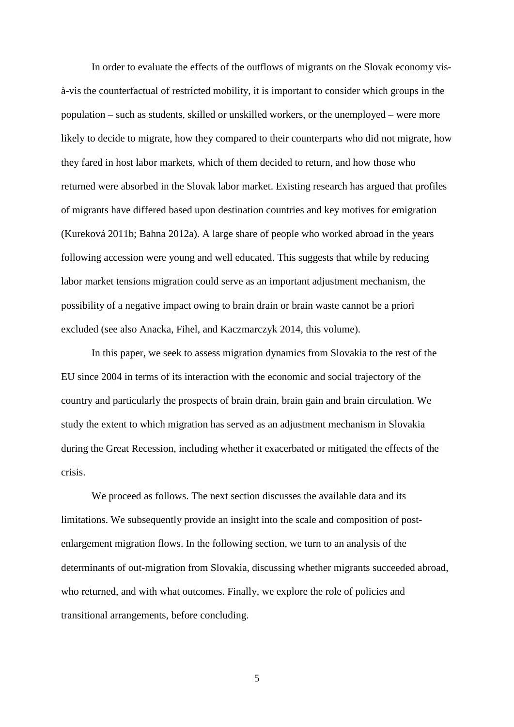In order to evaluate the effects of the outflows of migrants on the Slovak economy vis-à-vis the counterfactual of restricted mobility, it is important to consider which groups in the population – such as students, skilled or unskilled workers, or the unemployed – were more likely to decide to migrate, how they compared to their counterparts who did not migrate, how they fared in host labor markets, which of them decided to return, and how those who returned were absorbed in the Slovak labor market. Existing research has argued that profiles of migrants have differed based upon destination countries and key motives for emigration (Kureková 2011b; Bahna 2012a). A large share of people who worked abroad in the years following accession were young and well educated. This suggests that while by reducing labor market tensions migration could serve as an important adjustment mechanism, the possibility of a negative impact owing to brain drain or brain waste cannot be a priori excluded (see also Anacka, Fihel, and Kaczmarczyk 2014, this volume).

In this paper, we seek to assess migration dynamics from Slovakia to the rest of the EU since 2004 in terms of its interaction with the economic and social trajectory of the country and particularly the prospects of brain drain, brain gain and brain circulation. We study the extent to which migration has served as an adjustment mechanism in Slovakia during the Great Recession, including whether it exacerbated or mitigated the effects of the crisis.

We proceed as follows. The next section discusses the available data and its limitations. We subsequently provide an insight into the scale and composition of post-enlargement migration flows. In the following section, we turn to an analysis of the determinants of out-migration from Slovakia, discussing whether migrants succeeded abroad, who returned, and with what outcomes. Finally, we explore the role of policies and transitional arrangements, before concluding.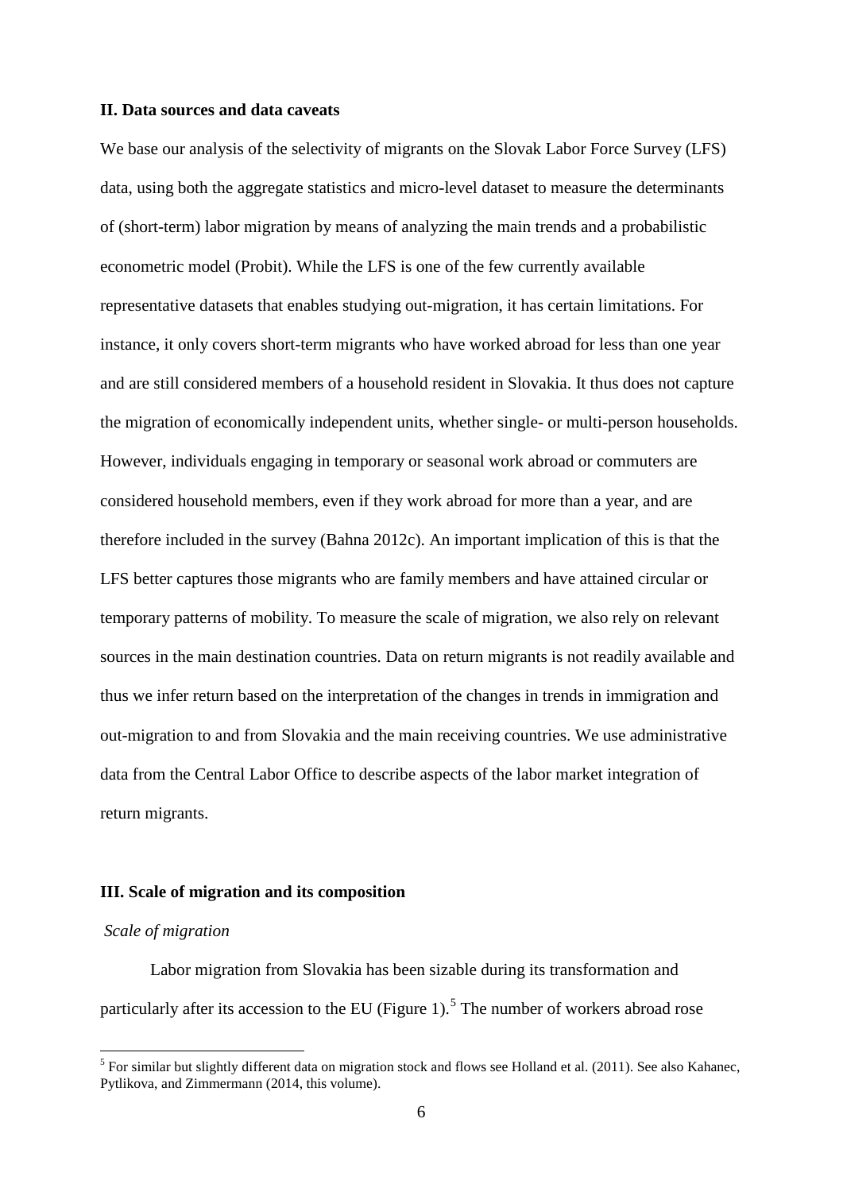## II. Data sources and data caveats

We base our analysis of the selectivity of migrants on the Slovak Labor Force Survey (LFS) data, using both the aggregate statistics and micro-level dataset to measure the determinants of (short-term) labor migration by means of analyzing the main trends and a probabilistic econometric model (Probit). While the LFS is one of the few currently available representative datasets that enables studying out-migration, it has certain limitations. For instance, it only covers short-term migrants who have worked abroad for less than one year and are still considered members of a household resident in Slovakia. It thus does not capture the migration of economically independent units, whether single- or multi-person households. However, individuals engaging in temporary or seasonal work abroad or commuters are considered household members, even if they work abroad for more than a year, and are therefore included in the survey (Bahna 2012c). An important implication of this is that the LFS better captures those migrants who are family members and have attained circular or temporary patterns of mobility. To measure the scale of migration, we also rely on relevant sources in the main destination countries. Data on return migrants is not readily available and thus we infer return based on the interpretation of the changes in trends in immigration and out-migration to and from Slovakia and the main receiving countries. We use administrative data from the Central Labor Office to describe aspects of the labor market integration of return migrants.

## III. Scale of migration and its composition

*Scale of migration*

Labor migration from Slovakia has been sizable during its transformation and particularly after its accession to the EU (Figure 1).[5] The number of workers abroad rose

[5] For similar but slightly different data on migration stock and flows see Holland et al. (2011). See also Kahanec, Pytlikova, and Zimmermann (2014, this volume).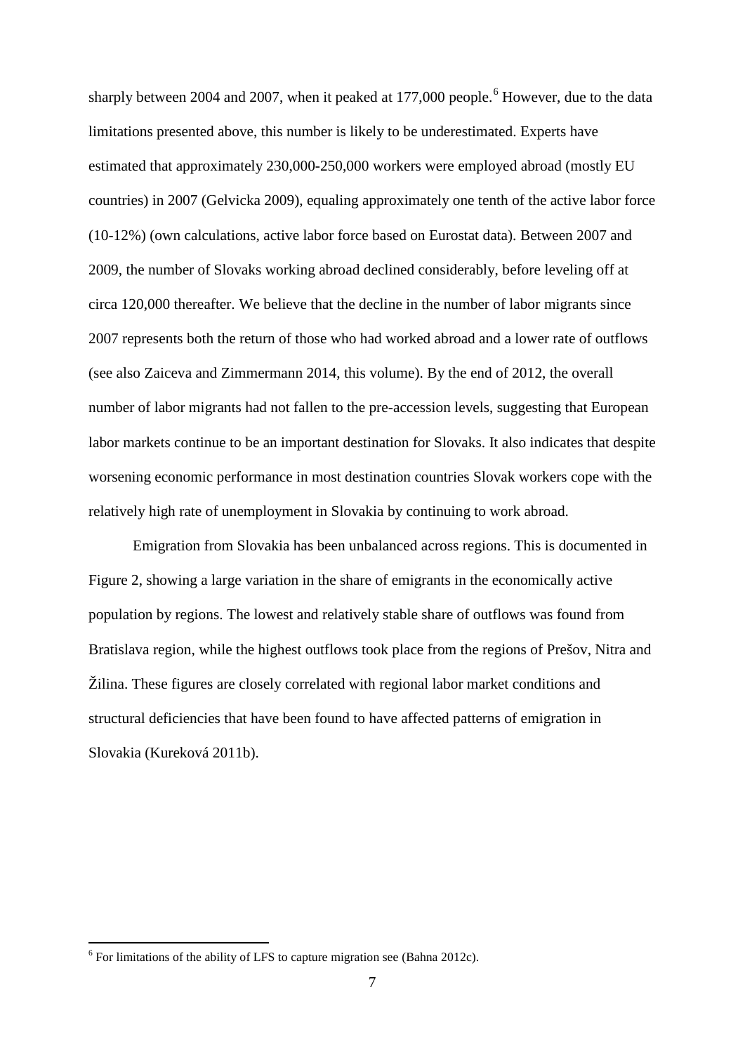sharply between 2004 and 2007, when it peaked at 177,000 people.[6] However, due to the data limitations presented above, this number is likely to be underestimated. Experts have estimated that approximately 230,000-250,000 workers were employed abroad (mostly EU countries) in 2007 (Gelvicka 2009), equaling approximately one tenth of the active labor force (10-12%) (own calculations, active labor force based on Eurostat data). Between 2007 and 2009, the number of Slovaks working abroad declined considerably, before leveling off at circa 120,000 thereafter. We believe that the decline in the number of labor migrants since 2007 represents both the return of those who had worked abroad and a lower rate of outflows (see also Zaiceva and Zimmermann 2014, this volume). By the end of 2012, the overall number of labor migrants had not fallen to the pre-accession levels, suggesting that European labor markets continue to be an important destination for Slovaks. It also indicates that despite worsening economic performance in most destination countries Slovak workers cope with the relatively high rate of unemployment in Slovakia by continuing to work abroad.

Emigration from Slovakia has been unbalanced across regions. This is documented in Figure 2, showing a large variation in the share of emigrants in the economically active population by regions. The lowest and relatively stable share of outflows was found from Bratislava region, while the highest outflows took place from the regions of Prešov, Nitra and Žilina. These figures are closely correlated with regional labor market conditions and structural deficiencies that have been found to have affected patterns of emigration in Slovakia (Kureková 2011b).

[6] For limitations of the ability of LFS to capture migration see (Bahna 2012c).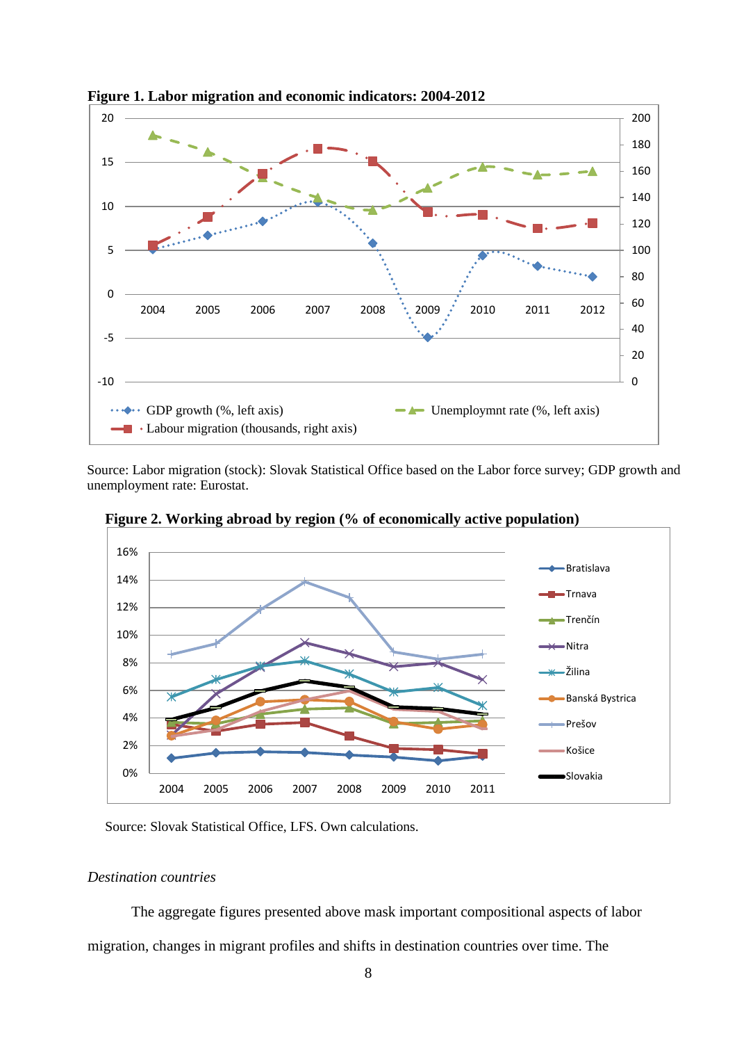**Figure 1. Labor migration and economic indicators: 2004-2012**

Source: Labor migration (stock): Slovak Statistical Office based on the Labor force survey; GDP growth and unemployment rate: Eurostat.

**Figure 2. Working abroad by region (% of economically active population)**

Source: Slovak Statistical Office, LFS. Own calculations.

*Destination countries*

The aggregate figures presented above mask important compositional aspects of labor migration, changes in migrant profiles and shifts in destination countries over time. The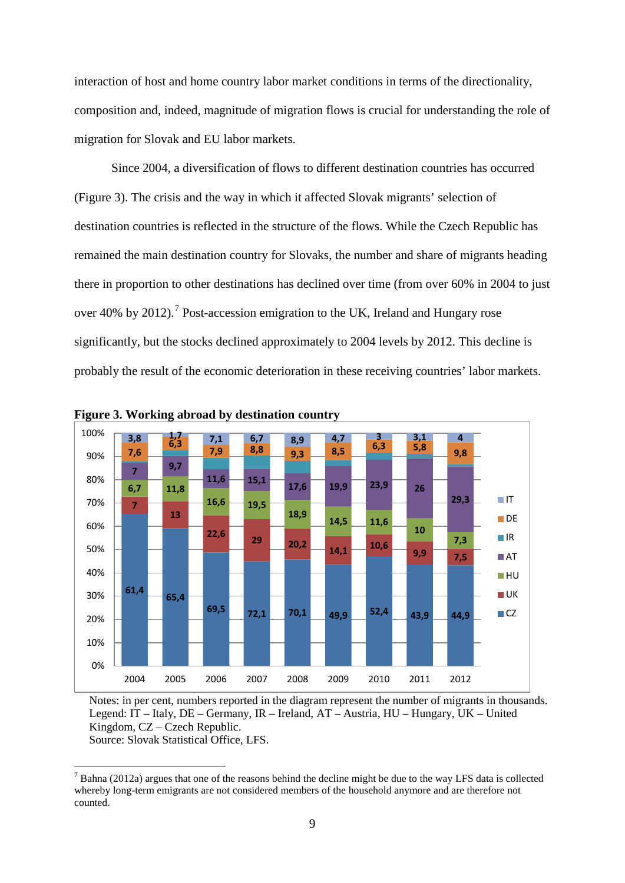interaction of host and home country labor market conditions in terms of the directionality, composition and, indeed, magnitude of migration flows is crucial for understanding the role of migration for Slovak and EU labor markets.

Since 2004, a diversification of flows to different destination countries has occurred (Figure 3). The crisis and the way in which it affected Slovak migrants' selection of destination countries is reflected in the structure of the flows. While the Czech Republic has remained the main destination country for Slovaks, the number and share of migrants heading there in proportion to other destinations has declined over time (from over 60% in 2004 to just over 40% by 2012).[7] Post-accession emigration to the UK, Ireland and Hungary rose significantly, but the stocks declined approximately to 2004 levels by 2012. This decline is probably the result of the economic deterioration in these receiving countries' labor markets.

**Figure 3. Working abroad by destination country**

| | 2004 | 2005 | 2006 | 2007 | 2008 | 2009 | 2010 | 2011 | 2012 |
|---|---|---|---|---|---|---|---|---|---|
| IT | 3,8 | 1,7 | 7,1 | 6,7 | 8,9 | 4,7 | 3 | 3,1 | 4 |
| DE | 7,6 | 6,3 | 7,9 | 8,8 | 9,3 | 8,5 | 6,3 | 5,8 | 9,8 |
| AT | 7 | 9,7 | 11,6 | 15,1 | 17,6 | 19,9 | 23,9 | 26 | 29,3 |
| HU | 6,7 | 11,8 | 16,6 | 19,5 | 18,9 | 14,5 | 11,6 | 10 | 7,3 |
| UK | 7 | 13 | 22,6 | 29 | 20,2 | 14,1 | 10,6 | 9,9 | 7,5 |
| CZ | 61,4 | 65,4 | 69,5 | 72,1 | 70,1 | 49,9 | 52,4 | 43,9 | 44,9 |

Notes: in per cent, numbers reported in the diagram represent the number of migrants in thousands.
Legend: IT – Italy, DE – Germany, IR – Ireland, AT – Austria, HU – Hungary, UK – United Kingdom, CZ – Czech Republic.
Source: Slovak Statistical Office, LFS.

[7] Bahna (2012a) argues that one of the reasons behind the decline might be due to the way LFS data is collected whereby long-term emigrants are not considered members of the household anymore and are therefore not counted.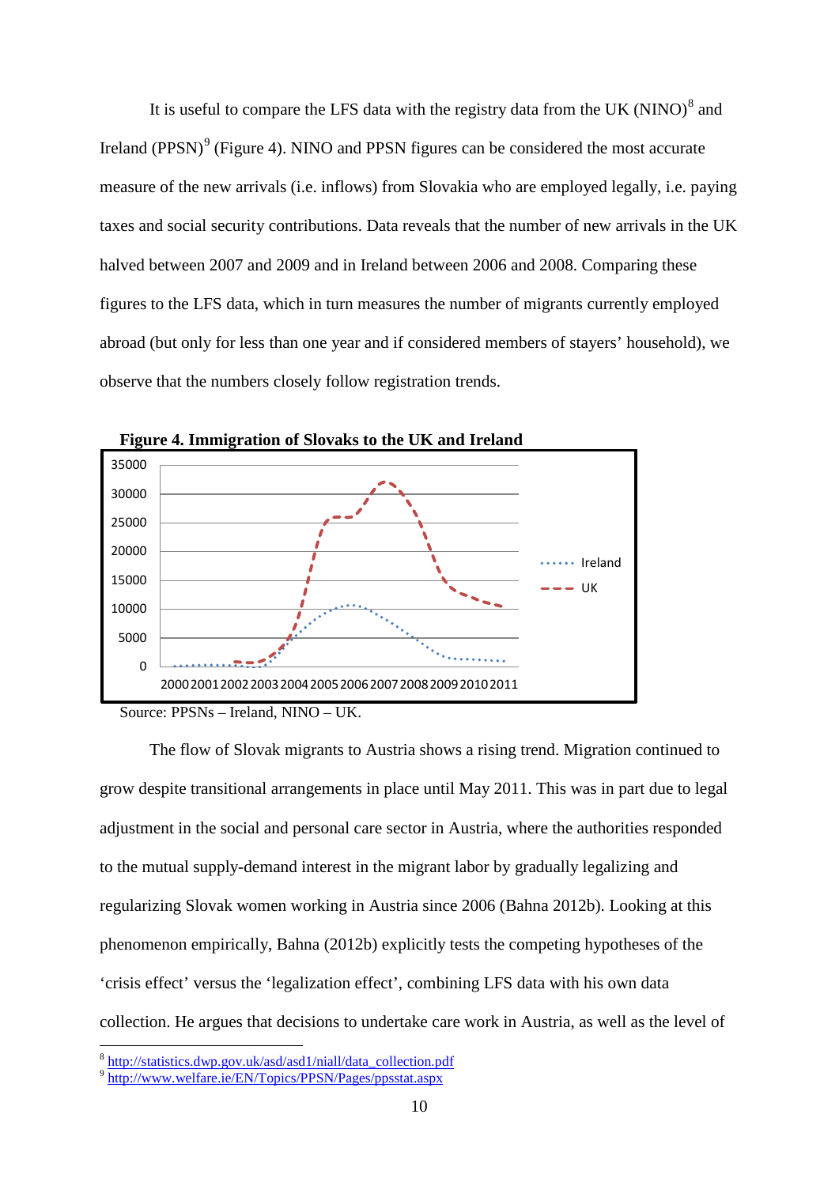It is useful to compare the LFS data with the registry data from the UK (NINO)[8] and Ireland (PPSN)[9] (Figure 4). NINO and PPSN figures can be considered the most accurate measure of the new arrivals (i.e. inflows) from Slovakia who are employed legally, i.e. paying taxes and social security contributions. Data reveals that the number of new arrivals in the UK halved between 2007 and 2009 and in Ireland between 2006 and 2008. Comparing these figures to the LFS data, which in turn measures the number of migrants currently employed abroad (but only for less than one year and if considered members of stayers' household), we observe that the numbers closely follow registration trends.

**Figure 4. Immigration of Slovaks to the UK and Ireland**

Source: PPSNs – Ireland, NINO – UK.

The flow of Slovak migrants to Austria shows a rising trend. Migration continued to grow despite transitional arrangements in place until May 2011. This was in part due to legal adjustment in the social and personal care sector in Austria, where the authorities responded to the mutual supply-demand interest in the migrant labor by gradually legalizing and regularizing Slovak women working in Austria since 2006 (Bahna 2012b). Looking at this phenomenon empirically, Bahna (2012b) explicitly tests the competing hypotheses of the 'crisis effect' versus the 'legalization effect', combining LFS data with his own data collection. He argues that decisions to undertake care work in Austria, as well as the level of

[8] http://statistics.dwp.gov.uk/asd/asd1/niall/data_collection.pdf
[9] http://www.welfare.ie/EN/Topics/PPSN/Pages/ppsstat.aspx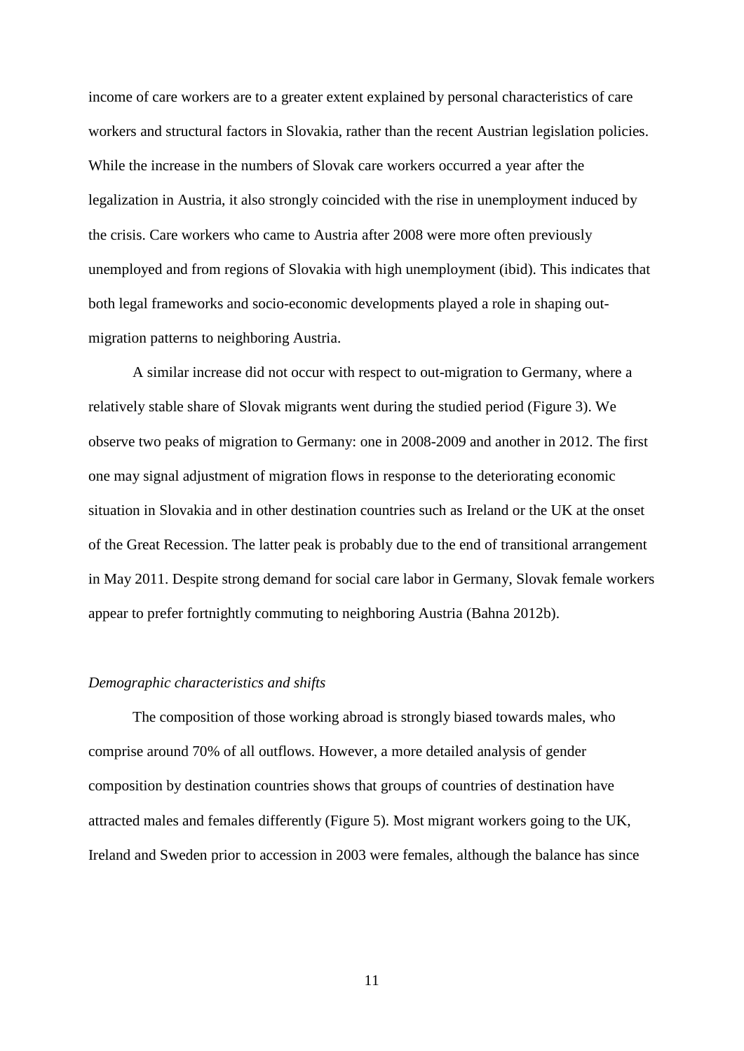income of care workers are to a greater extent explained by personal characteristics of care workers and structural factors in Slovakia, rather than the recent Austrian legislation policies. While the increase in the numbers of Slovak care workers occurred a year after the legalization in Austria, it also strongly coincided with the rise in unemployment induced by the crisis. Care workers who came to Austria after 2008 were more often previously unemployed and from regions of Slovakia with high unemployment (ibid). This indicates that both legal frameworks and socio-economic developments played a role in shaping out-migration patterns to neighboring Austria.

A similar increase did not occur with respect to out-migration to Germany, where a relatively stable share of Slovak migrants went during the studied period (Figure 3). We observe two peaks of migration to Germany: one in 2008-2009 and another in 2012. The first one may signal adjustment of migration flows in response to the deteriorating economic situation in Slovakia and in other destination countries such as Ireland or the UK at the onset of the Great Recession. The latter peak is probably due to the end of transitional arrangement in May 2011. Despite strong demand for social care labor in Germany, Slovak female workers appear to prefer fortnightly commuting to neighboring Austria (Bahna 2012b).

*Demographic characteristics and shifts*

The composition of those working abroad is strongly biased towards males, who comprise around 70% of all outflows. However, a more detailed analysis of gender composition by destination countries shows that groups of countries of destination have attracted males and females differently (Figure 5). Most migrant workers going to the UK, Ireland and Sweden prior to accession in 2003 were females, although the balance has since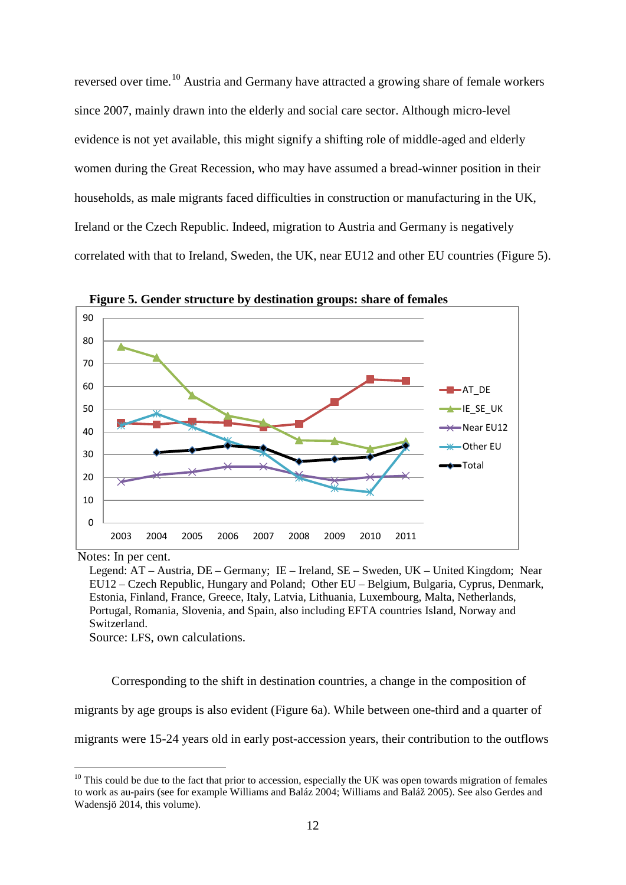reversed over time.[10] Austria and Germany have attracted a growing share of female workers since 2007, mainly drawn into the elderly and social care sector. Although micro-level evidence is not yet available, this might signify a shifting role of middle-aged and elderly women during the Great Recession, who may have assumed a bread-winner position in their households, as male migrants faced difficulties in construction or manufacturing in the UK, Ireland or the Czech Republic. Indeed, migration to Austria and Germany is negatively correlated with that to Ireland, Sweden, the UK, near EU12 and other EU countries (Figure 5).

**Figure 5. Gender structure by destination groups: share of females**

Notes: In per cent.

Legend: AT – Austria, DE – Germany; IE – Ireland, SE – Sweden, UK – United Kingdom; Near EU12 – Czech Republic, Hungary and Poland; Other EU – Belgium, Bulgaria, Cyprus, Denmark, Estonia, Finland, France, Greece, Italy, Latvia, Lithuania, Luxembourg, Malta, Netherlands, Portugal, Romania, Slovenia, and Spain, also including EFTA countries Island, Norway and Switzerland.

Source: LFS, own calculations.

Corresponding to the shift in destination countries, a change in the composition of migrants by age groups is also evident (Figure 6a). While between one-third and a quarter of migrants were 15-24 years old in early post-accession years, their contribution to the outflows

---

[10] This could be due to the fact that prior to accession, especially the UK was open towards migration of females to work as au-pairs (see for example Williams and Baláz 2004; Williams and Baláž 2005). See also Gerdes and Wadensjö 2014, this volume).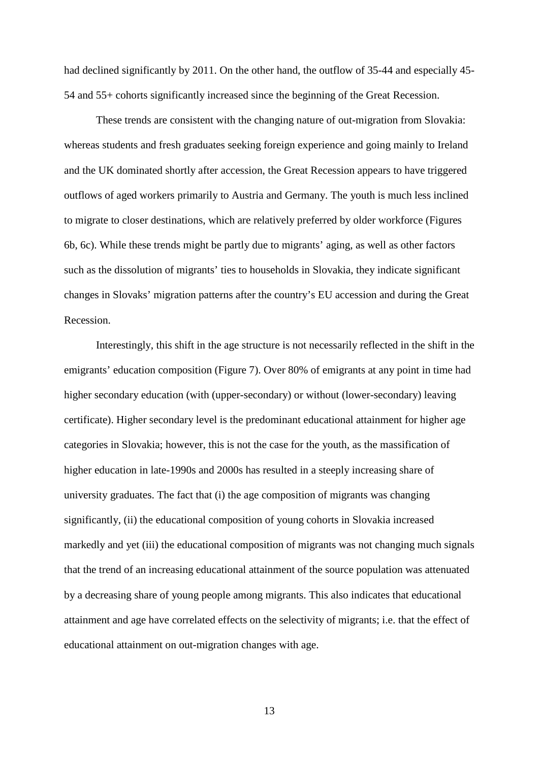had declined significantly by 2011. On the other hand, the outflow of 35-44 and especially 45-54 and 55+ cohorts significantly increased since the beginning of the Great Recession.

These trends are consistent with the changing nature of out-migration from Slovakia: whereas students and fresh graduates seeking foreign experience and going mainly to Ireland and the UK dominated shortly after accession, the Great Recession appears to have triggered outflows of aged workers primarily to Austria and Germany. The youth is much less inclined to migrate to closer destinations, which are relatively preferred by older workforce (Figures 6b, 6c). While these trends might be partly due to migrants' aging, as well as other factors such as the dissolution of migrants' ties to households in Slovakia, they indicate significant changes in Slovaks' migration patterns after the country's EU accession and during the Great Recession.

Interestingly, this shift in the age structure is not necessarily reflected in the shift in the emigrants' education composition (Figure 7). Over 80% of emigrants at any point in time had higher secondary education (with (upper-secondary) or without (lower-secondary) leaving certificate). Higher secondary level is the predominant educational attainment for higher age categories in Slovakia; however, this is not the case for the youth, as the massification of higher education in late-1990s and 2000s has resulted in a steeply increasing share of university graduates. The fact that (i) the age composition of migrants was changing significantly, (ii) the educational composition of young cohorts in Slovakia increased markedly and yet (iii) the educational composition of migrants was not changing much signals that the trend of an increasing educational attainment of the source population was attenuated by a decreasing share of young people among migrants. This also indicates that educational attainment and age have correlated effects on the selectivity of migrants; i.e. that the effect of educational attainment on out-migration changes with age.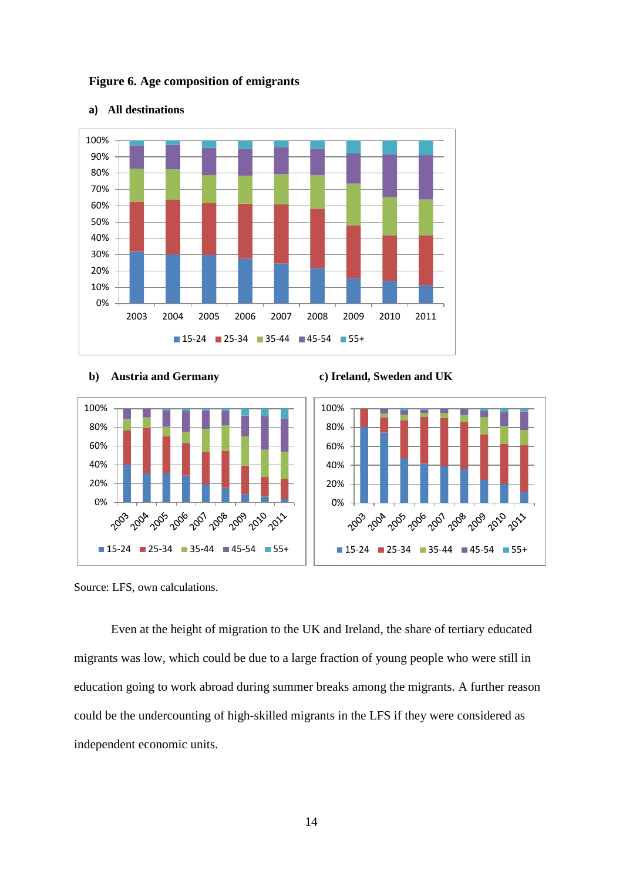**Figure 6. Age composition of emigrants**

**a) All destinations**

**b) Austria and Germany**

**c) Ireland, Sweden and UK**

Source: LFS, own calculations.

Even at the height of migration to the UK and Ireland, the share of tertiary educated migrants was low, which could be due to a large fraction of young people who were still in education going to work abroad during summer breaks among the migrants. A further reason could be the undercounting of high-skilled migrants in the LFS if they were considered as independent economic units.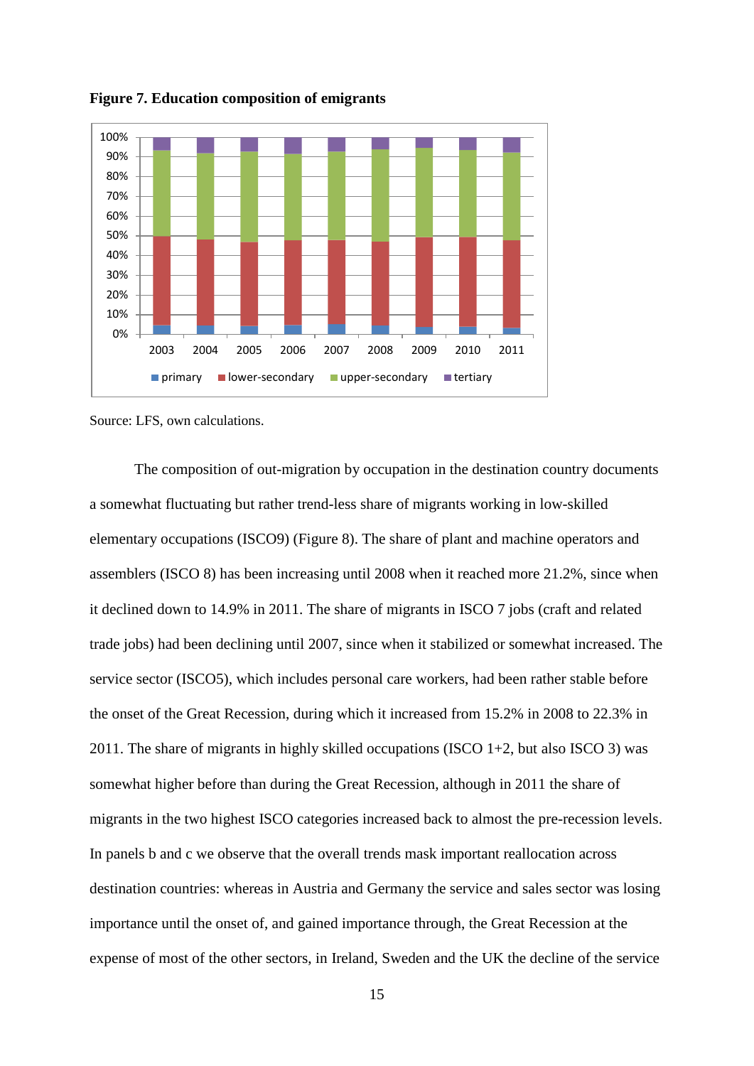**Figure 7. Education composition of emigrants**

Source: LFS, own calculations.

The composition of out-migration by occupation in the destination country documents a somewhat fluctuating but rather trend-less share of migrants working in low-skilled elementary occupations (ISCO9) (Figure 8). The share of plant and machine operators and assemblers (ISCO 8) has been increasing until 2008 when it reached more 21.2%, since when it declined down to 14.9% in 2011. The share of migrants in ISCO 7 jobs (craft and related trade jobs) had been declining until 2007, since when it stabilized or somewhat increased. The service sector (ISCO5), which includes personal care workers, had been rather stable before the onset of the Great Recession, during which it increased from 15.2% in 2008 to 22.3% in 2011. The share of migrants in highly skilled occupations (ISCO 1+2, but also ISCO 3) was somewhat higher before than during the Great Recession, although in 2011 the share of migrants in the two highest ISCO categories increased back to almost the pre-recession levels. In panels b and c we observe that the overall trends mask important reallocation across destination countries: whereas in Austria and Germany the service and sales sector was losing importance until the onset of, and gained importance through, the Great Recession at the expense of most of the other sectors, in Ireland, Sweden and the UK the decline of the service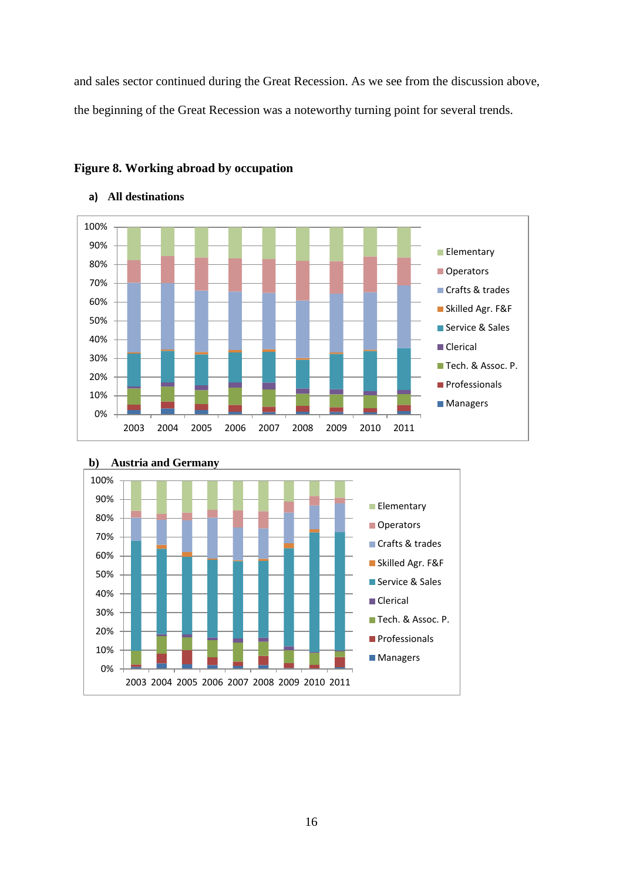and sales sector continued during the Great Recession. As we see from the discussion above, the beginning of the Great Recession was a noteworthy turning point for several trends.

**Figure 8. Working abroad by occupation**

**a) All destinations**

**b) Austria and Germany**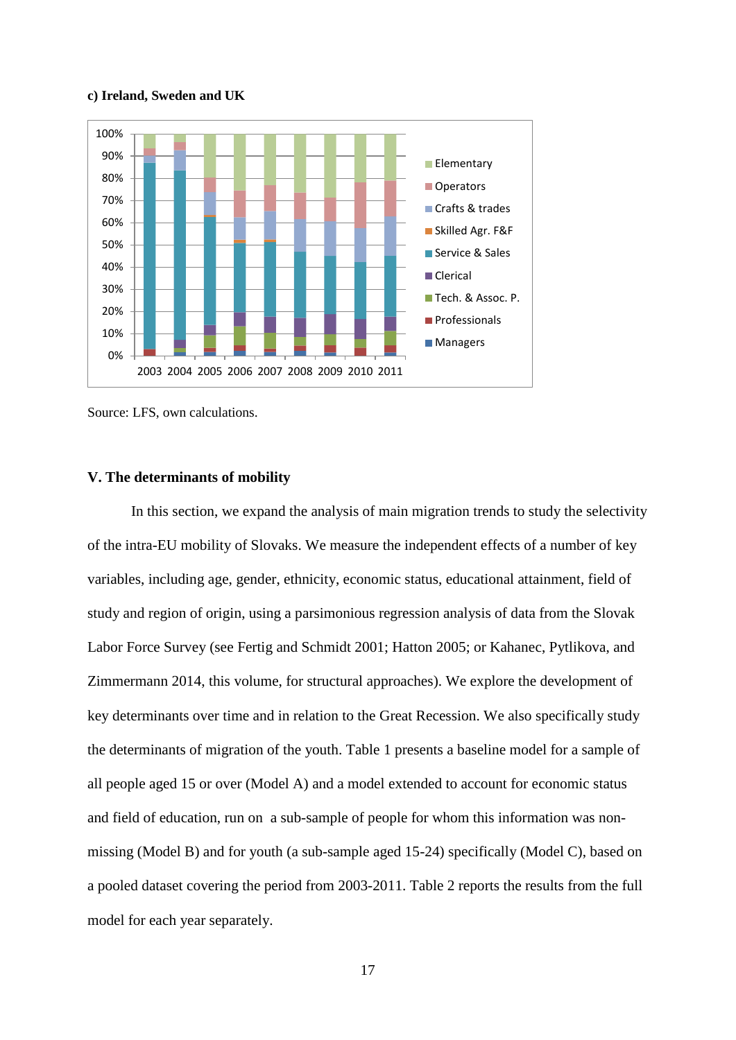**c) Ireland, Sweden and UK**

Source: LFS, own calculations.

### V. The determinants of mobility

In this section, we expand the analysis of main migration trends to study the selectivity of the intra-EU mobility of Slovaks. We measure the independent effects of a number of key variables, including age, gender, ethnicity, economic status, educational attainment, field of study and region of origin, using a parsimonious regression analysis of data from the Slovak Labor Force Survey (see Fertig and Schmidt 2001; Hatton 2005; or Kahanec, Pytlikova, and Zimmermann 2014, this volume, for structural approaches). We explore the development of key determinants over time and in relation to the Great Recession. We also specifically study the determinants of migration of the youth. Table 1 presents a baseline model for a sample of all people aged 15 or over (Model A) and a model extended to account for economic status and field of education, run on a sub-sample of people for whom this information was non-missing (Model B) and for youth (a sub-sample aged 15-24) specifically (Model C), based on a pooled dataset covering the period from 2003-2011. Table 2 reports the results from the full model for each year separately.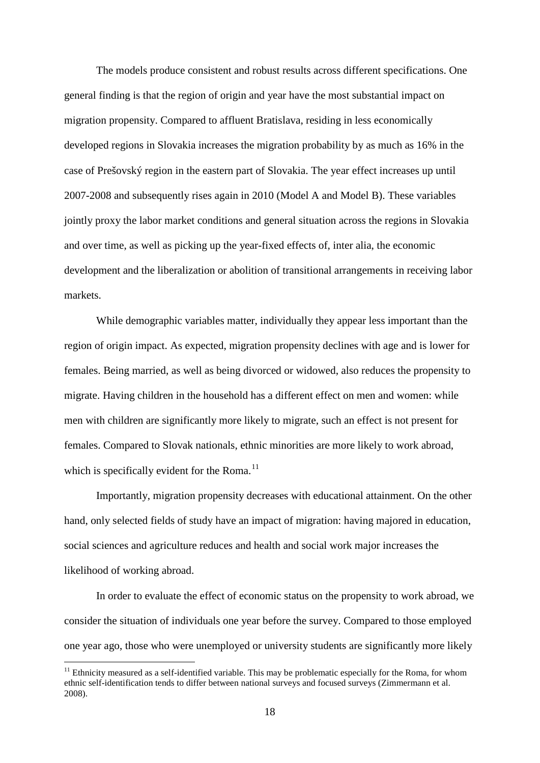The models produce consistent and robust results across different specifications. One general finding is that the region of origin and year have the most substantial impact on migration propensity. Compared to affluent Bratislava, residing in less economically developed regions in Slovakia increases the migration probability by as much as 16% in the case of Prešovský region in the eastern part of Slovakia. The year effect increases up until 2007-2008 and subsequently rises again in 2010 (Model A and Model B). These variables jointly proxy the labor market conditions and general situation across the regions in Slovakia and over time, as well as picking up the year-fixed effects of, inter alia, the economic development and the liberalization or abolition of transitional arrangements in receiving labor markets.

While demographic variables matter, individually they appear less important than the region of origin impact. As expected, migration propensity declines with age and is lower for females. Being married, as well as being divorced or widowed, also reduces the propensity to migrate. Having children in the household has a different effect on men and women: while men with children are significantly more likely to migrate, such an effect is not present for females. Compared to Slovak nationals, ethnic minorities are more likely to work abroad, which is specifically evident for the Roma.[11]

Importantly, migration propensity decreases with educational attainment. On the other hand, only selected fields of study have an impact of migration: having majored in education, social sciences and agriculture reduces and health and social work major increases the likelihood of working abroad.

In order to evaluate the effect of economic status on the propensity to work abroad, we consider the situation of individuals one year before the survey. Compared to those employed one year ago, those who were unemployed or university students are significantly more likely

[11] Ethnicity measured as a self-identified variable. This may be problematic especially for the Roma, for whom ethnic self-identification tends to differ between national surveys and focused surveys (Zimmermann et al. 2008).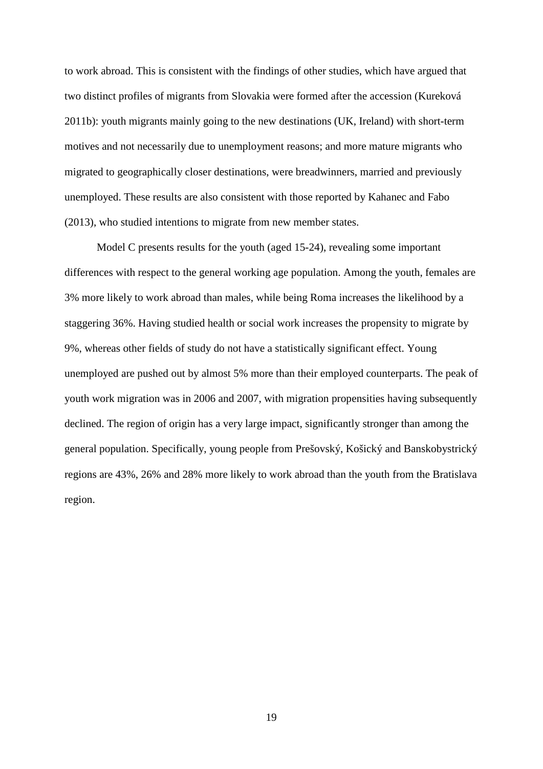to work abroad. This is consistent with the findings of other studies, which have argued that two distinct profiles of migrants from Slovakia were formed after the accession (Kureková 2011b): youth migrants mainly going to the new destinations (UK, Ireland) with short-term motives and not necessarily due to unemployment reasons; and more mature migrants who migrated to geographically closer destinations, were breadwinners, married and previously unemployed. These results are also consistent with those reported by Kahanec and Fabo (2013), who studied intentions to migrate from new member states.

Model C presents results for the youth (aged 15-24), revealing some important differences with respect to the general working age population. Among the youth, females are 3% more likely to work abroad than males, while being Roma increases the likelihood by a staggering 36%. Having studied health or social work increases the propensity to migrate by 9%, whereas other fields of study do not have a statistically significant effect. Young unemployed are pushed out by almost 5% more than their employed counterparts. The peak of youth work migration was in 2006 and 2007, with migration propensities having subsequently declined. The region of origin has a very large impact, significantly stronger than among the general population. Specifically, young people from Prešovský, Košický and Banskobystrický regions are 43%, 26% and 28% more likely to work abroad than the youth from the Bratislava region.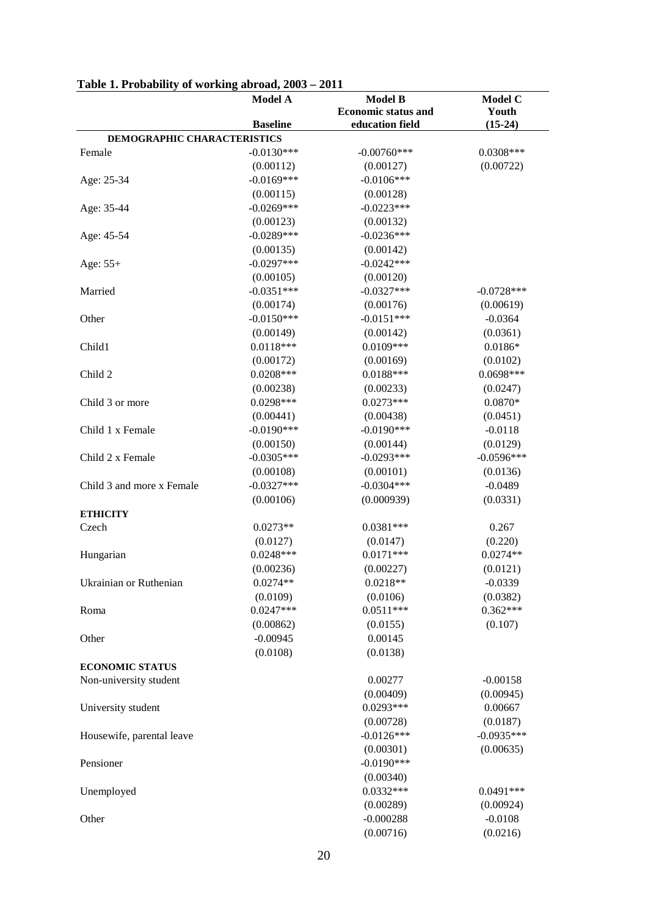**Table 1. Probability of working abroad, 2003 – 2011**

| | Model A | Model B | Model C |
|---|---|---|---|
| | Baseline | Economic status and education field | Youth (15-24) |
| **DEMOGRAPHIC CHARACTERISTICS** | | | |
| Female | -0.0130*** | -0.00760*** | 0.0308*** |
| | (0.00112) | (0.00127) | (0.00722) |
| Age: 25-34 | -0.0169*** | -0.0106*** | |
| | (0.00115) | (0.00128) | |
| Age: 35-44 | -0.0269*** | -0.0223*** | |
| | (0.00123) | (0.00132) | |
| Age: 45-54 | -0.0289*** | -0.0236*** | |
| | (0.00135) | (0.00142) | |
| Age: 55+ | -0.0297*** | -0.0242*** | |
| | (0.00105) | (0.00120) | |
| Married | -0.0351*** | -0.0327*** | -0.0728*** |
| | (0.00174) | (0.00176) | (0.00619) |
| Other | -0.0150*** | -0.0151*** | -0.0364 |
| | (0.00149) | (0.00142) | (0.0361) |
| Child1 | 0.0118*** | 0.0109*** | 0.0186* |
| | (0.00172) | (0.00169) | (0.0102) |
| Child 2 | 0.0208*** | 0.0188*** | 0.0698*** |
| | (0.00238) | (0.00233) | (0.0247) |
| Child 3 or more | 0.0298*** | 0.0273*** | 0.0870* |
| | (0.00441) | (0.00438) | (0.0451) |
| Child 1 x Female | -0.0190*** | -0.0190*** | -0.0118 |
| | (0.00150) | (0.00144) | (0.0129) |
| Child 2 x Female | -0.0305*** | -0.0293*** | -0.0596*** |
| | (0.00108) | (0.00101) | (0.0136) |
| Child 3 and more x Female | -0.0327*** | -0.0304*** | -0.0489 |
| | (0.00106) | (0.000939) | (0.0331) |
| **ETHICITY** | | | |
| Czech | 0.0273** | 0.0381*** | 0.267 |
| | (0.0127) | (0.0147) | (0.220) |
| Hungarian | 0.0248*** | 0.0171*** | 0.0274** |
| | (0.00236) | (0.00227) | (0.0121) |
| Ukrainian or Ruthenian | 0.0274** | 0.0218** | -0.0339 |
| | (0.0109) | (0.0106) | (0.0382) |
| Roma | 0.0247*** | 0.0511*** | 0.362*** |
| | (0.00862) | (0.0155) | (0.107) |
| Other | -0.00945 | 0.00145 | |
| | (0.0108) | (0.0138) | |
| **ECONOMIC STATUS** | | | |
| Non-university student | | 0.00277 | -0.00158 |
| | | (0.00409) | (0.00945) |
| University student | | 0.0293*** | 0.00667 |
| | | (0.00728) | (0.0187) |
| Housewife, parental leave | | -0.0126*** | -0.0935*** |
| | | (0.00301) | (0.00635) |
| Pensioner | | -0.0190*** | |
| | | (0.00340) | |
| Unemployed | | 0.0332*** | 0.0491*** |
| | | (0.00289) | (0.00924) |
| Other | | -0.000288 | -0.0108 |
| | | (0.00716) | (0.0216) |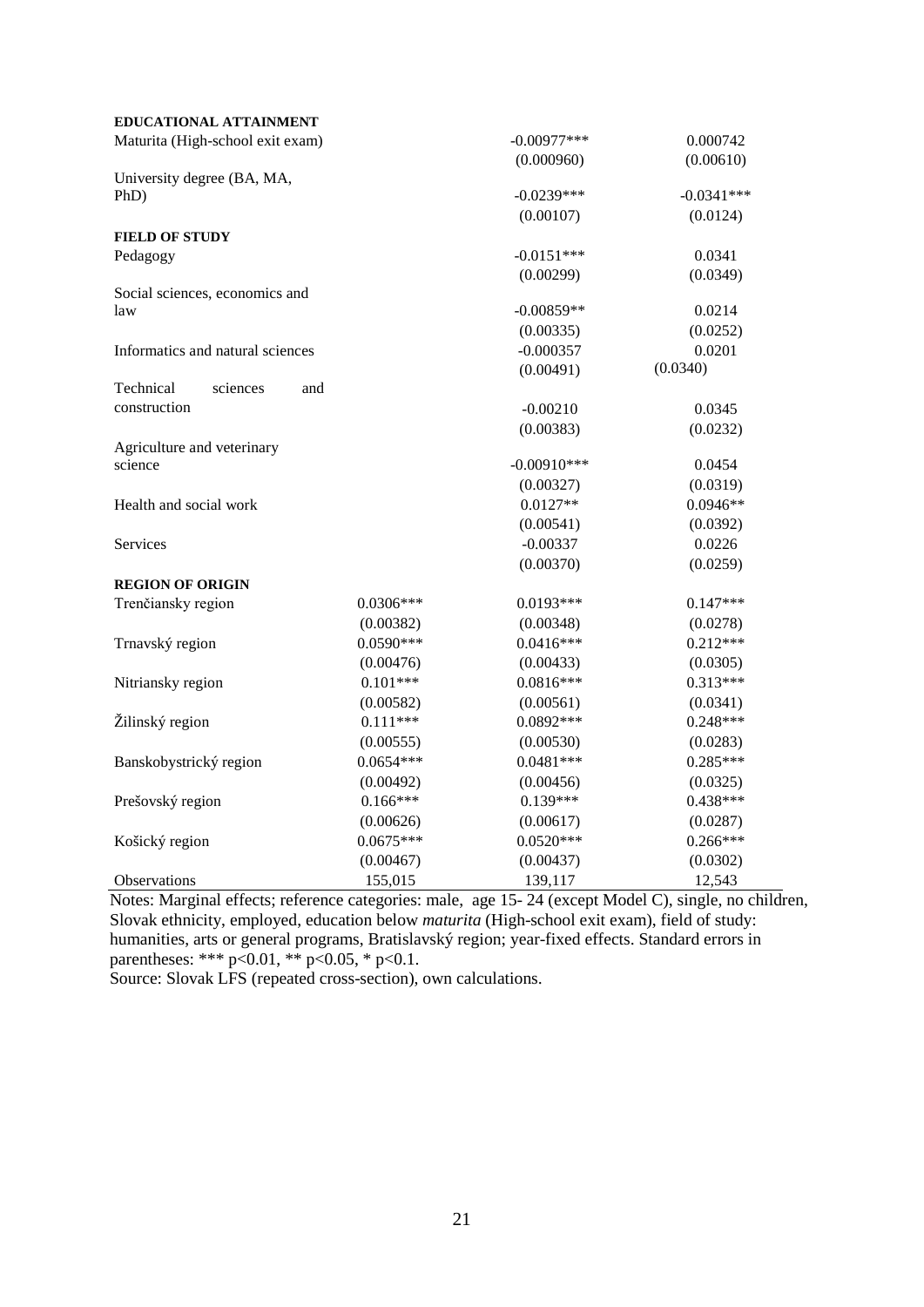| | | | |
|---|---|---|---|
| **EDUCATIONAL ATTAINMENT** | | | |
| Maturita (High-school exit exam) | | -0.00977*** | 0.000742 |
| | | (0.000960) | (0.00610) |
| University degree (BA, MA, PhD) | | -0.0239*** | -0.0341*** |
| | | (0.00107) | (0.0124) |
| **FIELD OF STUDY** | | | |
| Pedagogy | | -0.0151*** | 0.0341 |
| | | (0.00299) | (0.0349) |
| Social sciences, economics and law | | -0.00859** | 0.0214 |
| | | (0.00335) | (0.0252) |
| Informatics and natural sciences | | -0.000357 | 0.0201 |
| | | (0.00491) | (0.0340) |
| Technical sciences and construction | | -0.00210 | 0.0345 |
| | | (0.00383) | (0.0232) |
| Agriculture and veterinary science | | -0.00910*** | 0.0454 |
| | | (0.00327) | (0.0319) |
| Health and social work | | 0.0127** | 0.0946** |
| | | (0.00541) | (0.0392) |
| Services | | -0.00337 | 0.0226 |
| | | (0.00370) | (0.0259) |
| **REGION OF ORIGIN** | | | |
| Trenčiansky region | 0.0306*** | 0.0193*** | 0.147*** |
| | (0.00382) | (0.00348) | (0.0278) |
| Trnavský region | 0.0590*** | 0.0416*** | 0.212*** |
| | (0.00476) | (0.00433) | (0.0305) |
| Nitriansky region | 0.101*** | 0.0816*** | 0.313*** |
| | (0.00582) | (0.00561) | (0.0341) |
| Žilinský region | 0.111*** | 0.0892*** | 0.248*** |
| | (0.00555) | (0.00530) | (0.0283) |
| Banskobystrický region | 0.0654*** | 0.0481*** | 0.285*** |
| | (0.00492) | (0.00456) | (0.0325) |
| Prešovský region | 0.166*** | 0.139*** | 0.438*** |
| | (0.00626) | (0.00617) | (0.0287) |
| Košický region | 0.0675*** | 0.0520*** | 0.266*** |
| | (0.00467) | (0.00437) | (0.0302) |
| Observations | 155,015 | 139,117 | 12,543 |

Notes: Marginal effects; reference categories: male, age 15- 24 (except Model C), single, no children, Slovak ethnicity, employed, education below *maturita* (High-school exit exam), field of study: humanities, arts or general programs, Bratislavský region; year-fixed effects. Standard errors in parentheses: *** $p<0.01$, ** $p<0.05$, * $p<0.1$.

Source: Slovak LFS (repeated cross-section), own calculations.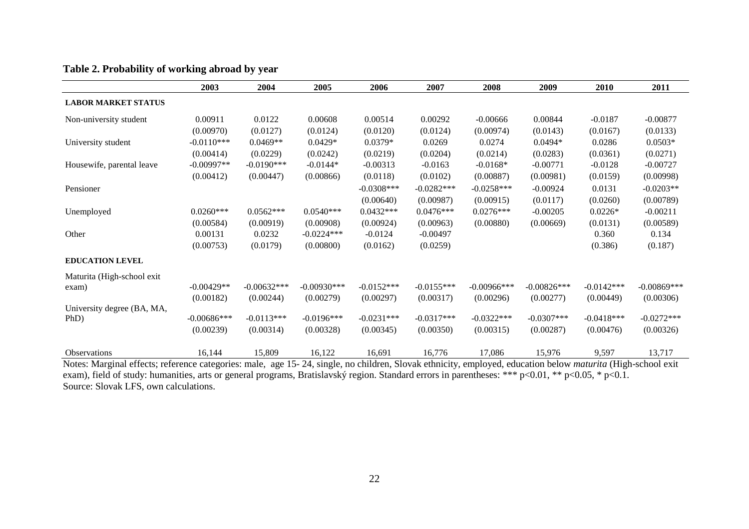**Table 2. Probability of working abroad by year**

| | 2003 | 2004 | 2005 | 2006 | 2007 | 2008 | 2009 | 2010 | 2011 |
|---|---|---|---|---|---|---|---|---|---|
| **LABOR MARKET STATUS** | | | | | | | | | |
| Non-university student | 0.00911 | 0.0122 | 0.00608 | 0.00514 | 0.00292 | -0.00666 | 0.00844 | -0.0187 | -0.00877 |
| | (0.00970) | (0.0127) | (0.0124) | (0.0120) | (0.0124) | (0.00974) | (0.0143) | (0.0167) | (0.0133) |
| University student | -0.0110*** | 0.0469** | 0.0429* | 0.0379* | 0.0269 | 0.0274 | 0.0494* | 0.0286 | 0.0503* |
| | (0.00414) | (0.0229) | (0.0242) | (0.0219) | (0.0204) | (0.0214) | (0.0283) | (0.0361) | (0.0271) |
| Housewife, parental leave | -0.00997** | -0.0190*** | -0.0144* | -0.00313 | -0.0163 | -0.0168* | -0.00771 | -0.0128 | -0.00727 |
| | (0.00412) | (0.00447) | (0.00866) | (0.0118) | (0.0102) | (0.00887) | (0.00981) | (0.0159) | (0.00998) |
| Pensioner | | | | -0.0308*** | -0.0282*** | -0.0258*** | -0.00924 | 0.0131 | -0.0203** |
| | | | | (0.00640) | (0.00987) | (0.00915) | (0.0117) | (0.0260) | (0.00789) |
| Unemployed | 0.0260*** | 0.0562*** | 0.0540*** | 0.0432*** | 0.0476*** | 0.0276*** | -0.00205 | 0.0226* | -0.00211 |
| | (0.00584) | (0.00919) | (0.00908) | (0.00924) | (0.00963) | (0.00880) | (0.00669) | (0.0131) | (0.00589) |
| Other | 0.00131 | 0.0232 | -0.0224*** | -0.0124 | -0.00497 | | | 0.360 | 0.134 |
| | (0.00753) | (0.0179) | (0.00800) | (0.0162) | (0.0259) | | | (0.386) | (0.187) |
| **EDUCATION LEVEL** | | | | | | | | | |
| Maturita (High-school exit exam) | -0.00429** | -0.00632*** | -0.00930*** | -0.0152*** | -0.0155*** | -0.00966*** | -0.00826*** | -0.0142*** | -0.00869*** |
| | (0.00182) | (0.00244) | (0.00279) | (0.00297) | (0.00317) | (0.00296) | (0.00277) | (0.00449) | (0.00306) |
| University degree (BA, MA, PhD) | -0.00686*** | -0.0113*** | -0.0196*** | -0.0231*** | -0.0317*** | -0.0322*** | -0.0307*** | -0.0418*** | -0.0272*** |
| | (0.00239) | (0.00314) | (0.00328) | (0.00345) | (0.00350) | (0.00315) | (0.00287) | (0.00476) | (0.00326) |
| Observations | 16,144 | 15,809 | 16,122 | 16,691 | 16,776 | 17,086 | 15,976 | 9,597 | 13,717 |

Notes: Marginal effects; reference categories: male, age 15- 24, single, no children, Slovak ethnicity, employed, education below *maturita* (High-school exit exam), field of study: humanities, arts or general programs, Bratislavský region. Standard errors in parentheses: *** p<0.01, ** p<0.05, * p<0.1.
Source: Slovak LFS, own calculations.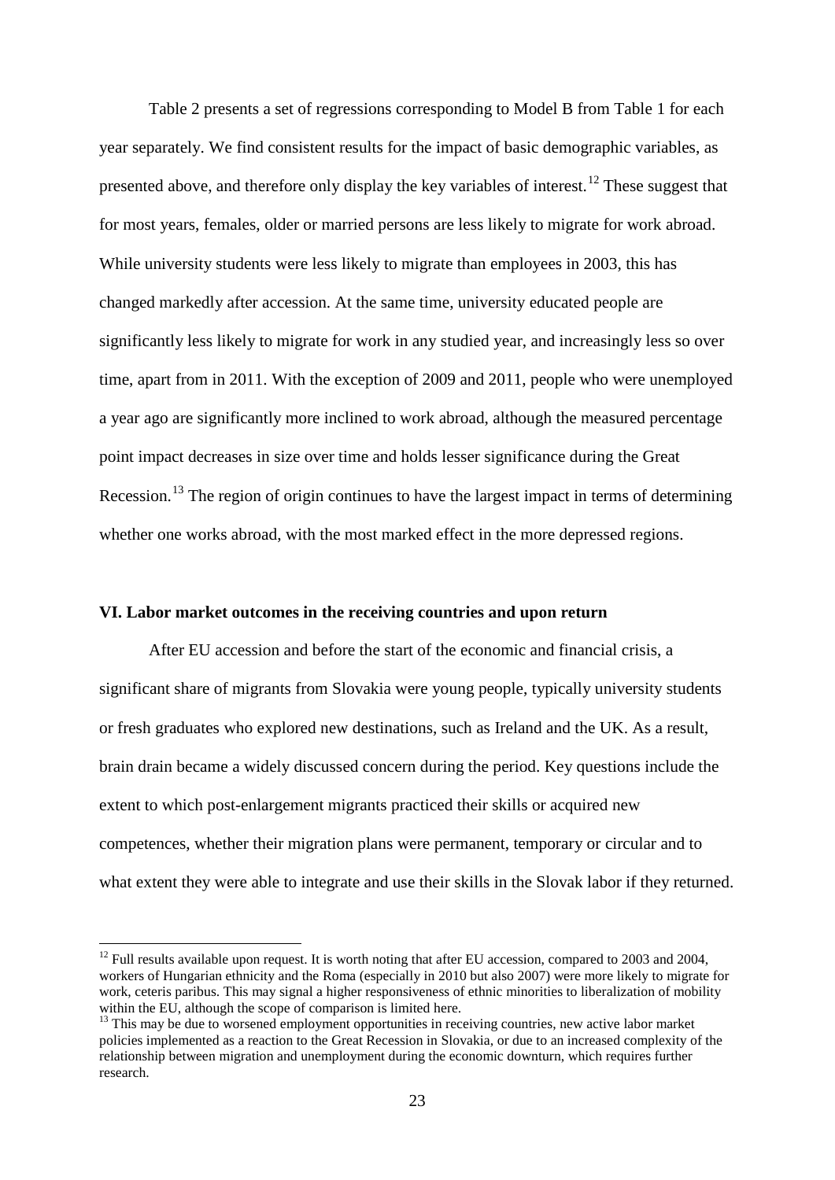Table 2 presents a set of regressions corresponding to Model B from Table 1 for each year separately. We find consistent results for the impact of basic demographic variables, as presented above, and therefore only display the key variables of interest.[12] These suggest that for most years, females, older or married persons are less likely to migrate for work abroad. While university students were less likely to migrate than employees in 2003, this has changed markedly after accession. At the same time, university educated people are significantly less likely to migrate for work in any studied year, and increasingly less so over time, apart from in 2011. With the exception of 2009 and 2011, people who were unemployed a year ago are significantly more inclined to work abroad, although the measured percentage point impact decreases in size over time and holds lesser significance during the Great Recession.[13] The region of origin continues to have the largest impact in terms of determining whether one works abroad, with the most marked effect in the more depressed regions.

## VI. Labor market outcomes in the receiving countries and upon return

After EU accession and before the start of the economic and financial crisis, a significant share of migrants from Slovakia were young people, typically university students or fresh graduates who explored new destinations, such as Ireland and the UK. As a result, brain drain became a widely discussed concern during the period. Key questions include the extent to which post-enlargement migrants practiced their skills or acquired new competences, whether their migration plans were permanent, temporary or circular and to what extent they were able to integrate and use their skills in the Slovak labor if they returned.

---

[12] Full results available upon request. It is worth noting that after EU accession, compared to 2003 and 2004, workers of Hungarian ethnicity and the Roma (especially in 2010 but also 2007) were more likely to migrate for work, ceteris paribus. This may signal a higher responsiveness of ethnic minorities to liberalization of mobility within the EU, although the scope of comparison is limited here.

[13] This may be due to worsened employment opportunities in receiving countries, new active labor market policies implemented as a reaction to the Great Recession in Slovakia, or due to an increased complexity of the relationship between migration and unemployment during the economic downturn, which requires further research.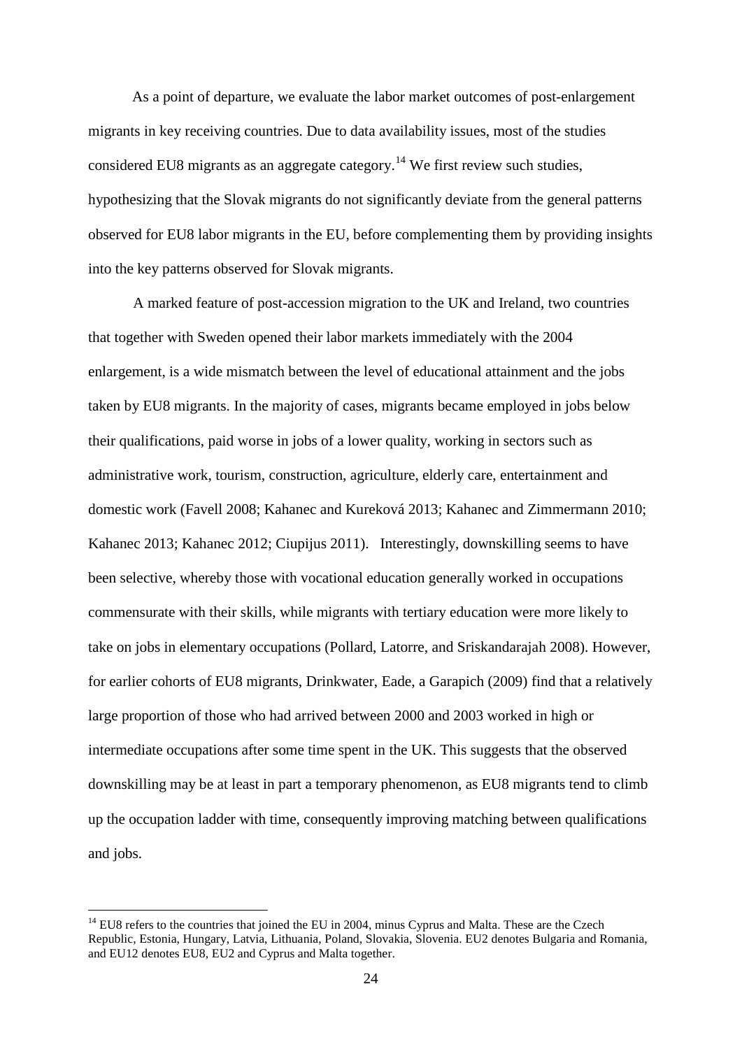As a point of departure, we evaluate the labor market outcomes of post-enlargement migrants in key receiving countries. Due to data availability issues, most of the studies considered EU8 migrants as an aggregate category.[14] We first review such studies, hypothesizing that the Slovak migrants do not significantly deviate from the general patterns observed for EU8 labor migrants in the EU, before complementing them by providing insights into the key patterns observed for Slovak migrants.

A marked feature of post-accession migration to the UK and Ireland, two countries that together with Sweden opened their labor markets immediately with the 2004 enlargement, is a wide mismatch between the level of educational attainment and the jobs taken by EU8 migrants. In the majority of cases, migrants became employed in jobs below their qualifications, paid worse in jobs of a lower quality, working in sectors such as administrative work, tourism, construction, agriculture, elderly care, entertainment and domestic work (Favell 2008; Kahanec and Kureková 2013; Kahanec and Zimmermann 2010; Kahanec 2013; Kahanec 2012; Ciupijus 2011). Interestingly, downskilling seems to have been selective, whereby those with vocational education generally worked in occupations commensurate with their skills, while migrants with tertiary education were more likely to take on jobs in elementary occupations (Pollard, Latorre, and Sriskandarajah 2008). However, for earlier cohorts of EU8 migrants, Drinkwater, Eade, a Garapich (2009) find that a relatively large proportion of those who had arrived between 2000 and 2003 worked in high or intermediate occupations after some time spent in the UK. This suggests that the observed downskilling may be at least in part a temporary phenomenon, as EU8 migrants tend to climb up the occupation ladder with time, consequently improving matching between qualifications and jobs.

[14] EU8 refers to the countries that joined the EU in 2004, minus Cyprus and Malta. These are the Czech Republic, Estonia, Hungary, Latvia, Lithuania, Poland, Slovakia, Slovenia. EU2 denotes Bulgaria and Romania, and EU12 denotes EU8, EU2 and Cyprus and Malta together.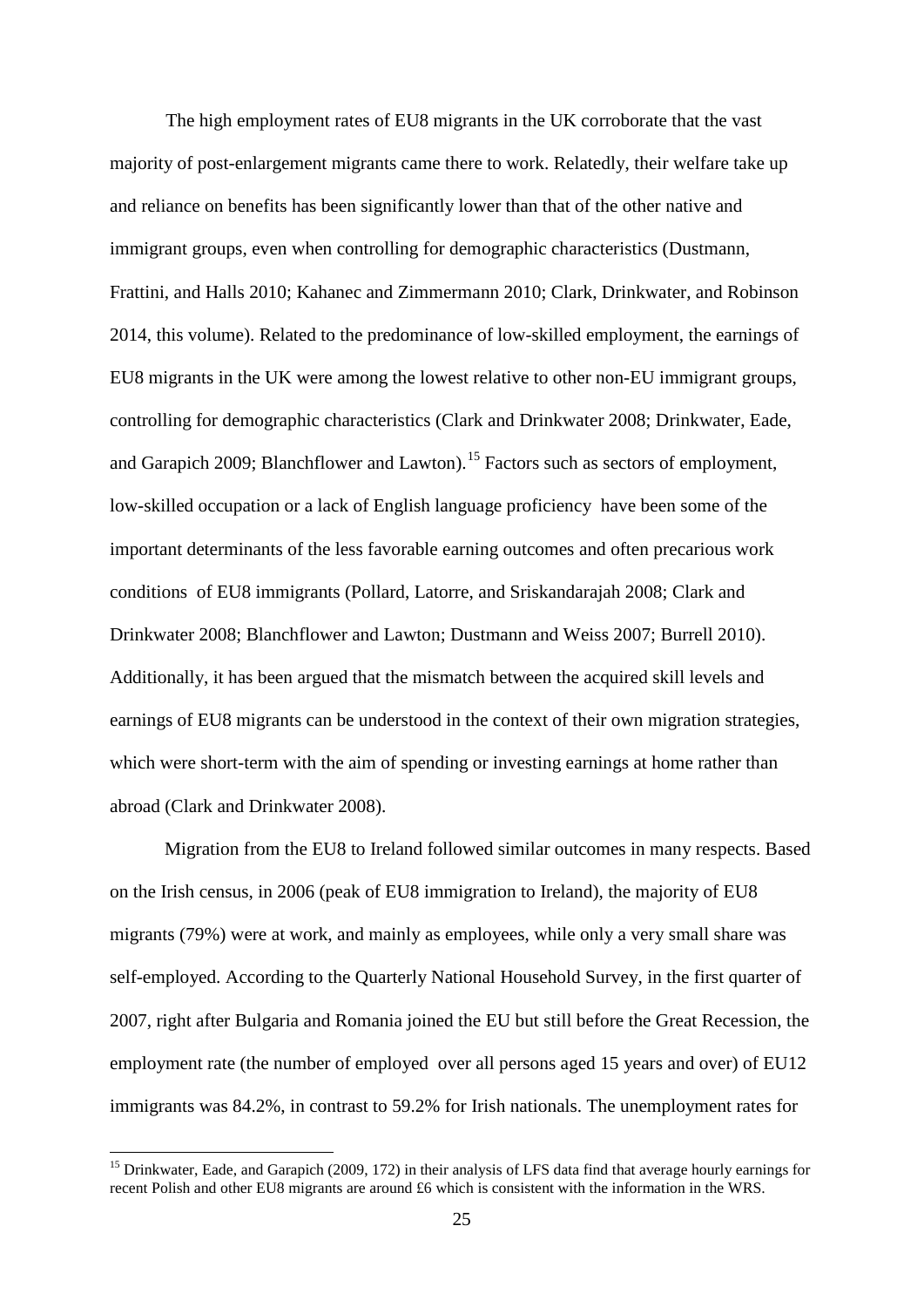The high employment rates of EU8 migrants in the UK corroborate that the vast majority of post-enlargement migrants came there to work. Relatedly, their welfare take up and reliance on benefits has been significantly lower than that of the other native and immigrant groups, even when controlling for demographic characteristics (Dustmann, Frattini, and Halls 2010; Kahanec and Zimmermann 2010; Clark, Drinkwater, and Robinson 2014, this volume). Related to the predominance of low-skilled employment, the earnings of EU8 migrants in the UK were among the lowest relative to other non-EU immigrant groups, controlling for demographic characteristics (Clark and Drinkwater 2008; Drinkwater, Eade, and Garapich 2009; Blanchflower and Lawton).[15] Factors such as sectors of employment, low-skilled occupation or a lack of English language proficiency have been some of the important determinants of the less favorable earning outcomes and often precarious work conditions of EU8 immigrants (Pollard, Latorre, and Sriskandarajah 2008; Clark and Drinkwater 2008; Blanchflower and Lawton; Dustmann and Weiss 2007; Burrell 2010). Additionally, it has been argued that the mismatch between the acquired skill levels and earnings of EU8 migrants can be understood in the context of their own migration strategies, which were short-term with the aim of spending or investing earnings at home rather than abroad (Clark and Drinkwater 2008).

Migration from the EU8 to Ireland followed similar outcomes in many respects. Based on the Irish census, in 2006 (peak of EU8 immigration to Ireland), the majority of EU8 migrants (79%) were at work, and mainly as employees, while only a very small share was self-employed. According to the Quarterly National Household Survey, in the first quarter of 2007, right after Bulgaria and Romania joined the EU but still before the Great Recession, the employment rate (the number of employed over all persons aged 15 years and over) of EU12 immigrants was 84.2%, in contrast to 59.2% for Irish nationals. The unemployment rates for

[15] Drinkwater, Eade, and Garapich (2009, 172) in their analysis of LFS data find that average hourly earnings for recent Polish and other EU8 migrants are around £6 which is consistent with the information in the WRS.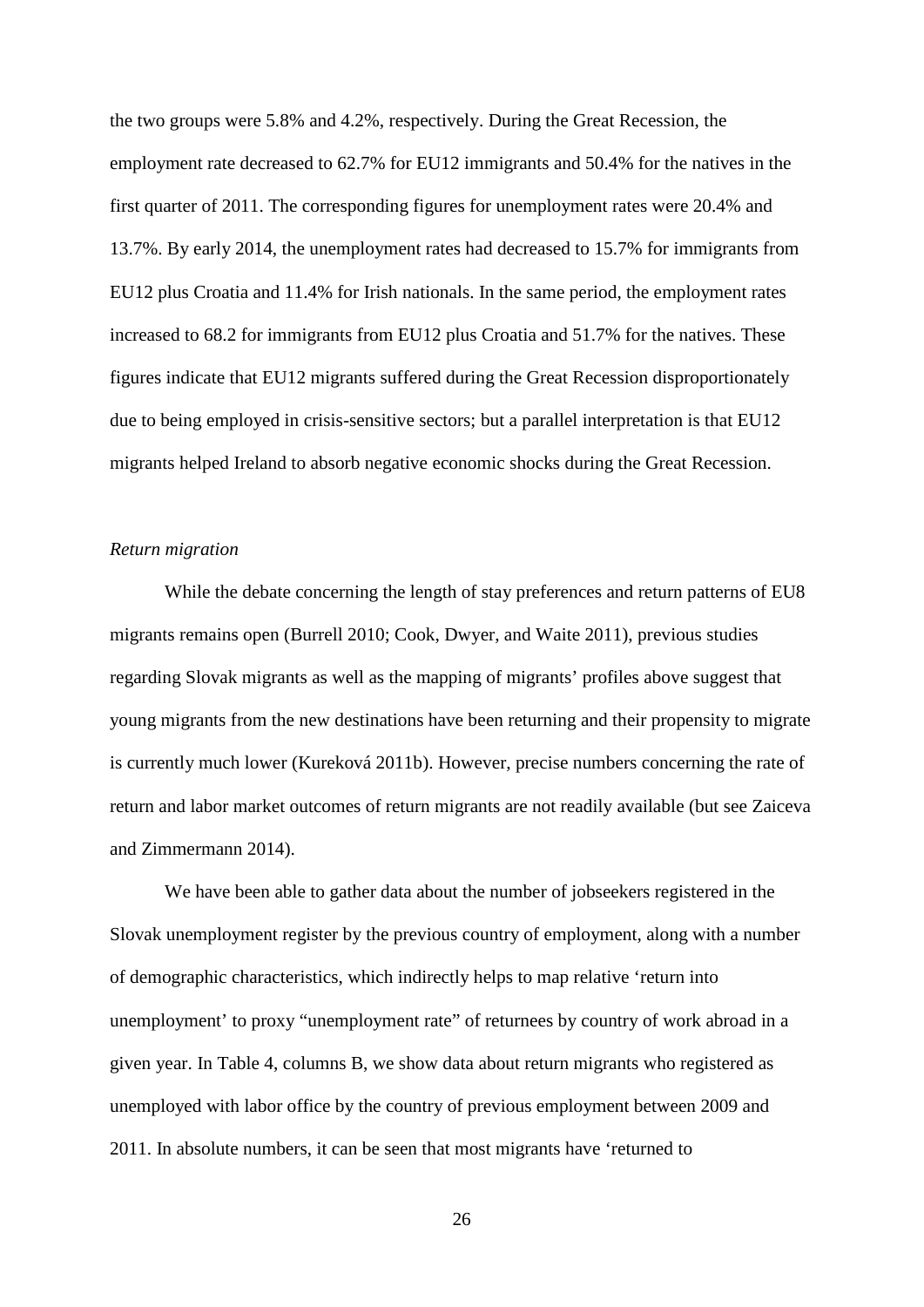the two groups were 5.8% and 4.2%, respectively. During the Great Recession, the employment rate decreased to 62.7% for EU12 immigrants and 50.4% for the natives in the first quarter of 2011. The corresponding figures for unemployment rates were 20.4% and 13.7%. By early 2014, the unemployment rates had decreased to 15.7% for immigrants from EU12 plus Croatia and 11.4% for Irish nationals. In the same period, the employment rates increased to 68.2 for immigrants from EU12 plus Croatia and 51.7% for the natives. These figures indicate that EU12 migrants suffered during the Great Recession disproportionately due to being employed in crisis-sensitive sectors; but a parallel interpretation is that EU12 migrants helped Ireland to absorb negative economic shocks during the Great Recession.

*Return migration*

While the debate concerning the length of stay preferences and return patterns of EU8 migrants remains open (Burrell 2010; Cook, Dwyer, and Waite 2011), previous studies regarding Slovak migrants as well as the mapping of migrants' profiles above suggest that young migrants from the new destinations have been returning and their propensity to migrate is currently much lower (Kureková 2011b). However, precise numbers concerning the rate of return and labor market outcomes of return migrants are not readily available (but see Zaiceva and Zimmermann 2014).

We have been able to gather data about the number of jobseekers registered in the Slovak unemployment register by the previous country of employment, along with a number of demographic characteristics, which indirectly helps to map relative 'return into unemployment' to proxy "unemployment rate" of returnees by country of work abroad in a given year. In Table 4, columns B, we show data about return migrants who registered as unemployed with labor office by the country of previous employment between 2009 and 2011. In absolute numbers, it can be seen that most migrants have 'returned to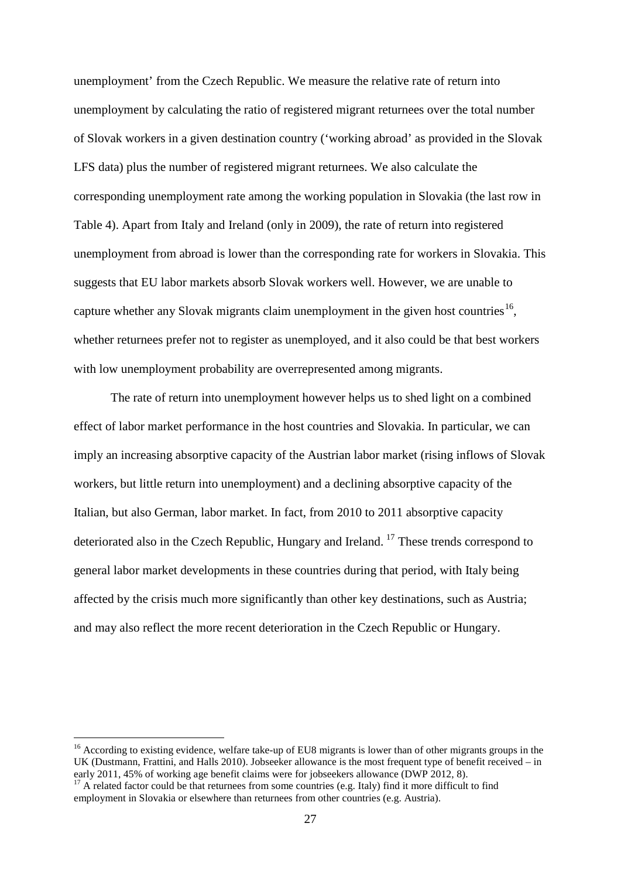unemployment' from the Czech Republic. We measure the relative rate of return into unemployment by calculating the ratio of registered migrant returnees over the total number of Slovak workers in a given destination country ('working abroad' as provided in the Slovak LFS data) plus the number of registered migrant returnees. We also calculate the corresponding unemployment rate among the working population in Slovakia (the last row in Table 4). Apart from Italy and Ireland (only in 2009), the rate of return into registered unemployment from abroad is lower than the corresponding rate for workers in Slovakia. This suggests that EU labor markets absorb Slovak workers well. However, we are unable to capture whether any Slovak migrants claim unemployment in the given host countries[16], whether returnees prefer not to register as unemployed, and it also could be that best workers with low unemployment probability are overrepresented among migrants.

The rate of return into unemployment however helps us to shed light on a combined effect of labor market performance in the host countries and Slovakia. In particular, we can imply an increasing absorptive capacity of the Austrian labor market (rising inflows of Slovak workers, but little return into unemployment) and a declining absorptive capacity of the Italian, but also German, labor market. In fact, from 2010 to 2011 absorptive capacity deteriorated also in the Czech Republic, Hungary and Ireland. [17] These trends correspond to general labor market developments in these countries during that period, with Italy being affected by the crisis much more significantly than other key destinations, such as Austria; and may also reflect the more recent deterioration in the Czech Republic or Hungary.

---

[16] According to existing evidence, welfare take-up of EU8 migrants is lower than of other migrants groups in the UK (Dustmann, Frattini, and Halls 2010). Jobseeker allowance is the most frequent type of benefit received – in early 2011, 45% of working age benefit claims were for jobseekers allowance (DWP 2012, 8).

[17] A related factor could be that returnees from some countries (e.g. Italy) find it more difficult to find employment in Slovakia or elsewhere than returnees from other countries (e.g. Austria).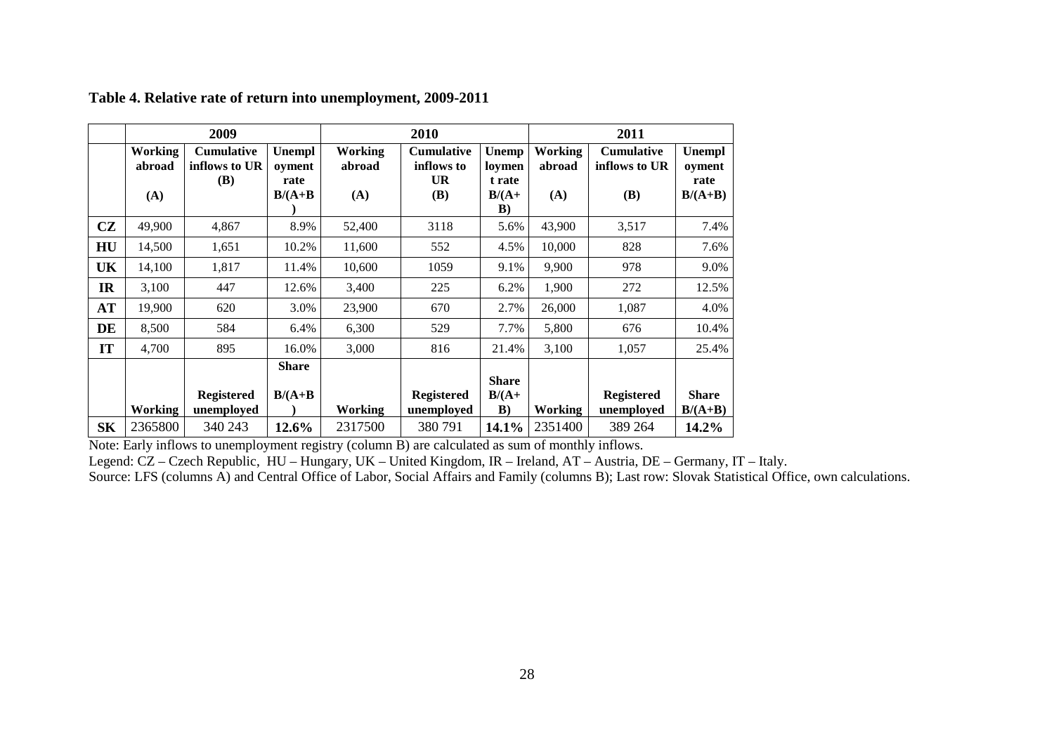**Table 4. Relative rate of return into unemployment, 2009-2011**

| | 2009 | | | 2010 | | | 2011 | | |
|---|---|---|---|---|---|---|---|---|---|
| | Working abroad (A) | Cumulative inflows to UR (B) | Unemployment rate B/(A+B) | Working abroad (A) | Cumulative inflows to UR (B) | Unemployment rate B/(A+B) | Working abroad (A) | Cumulative inflows to UR (B) | Unemployment rate B/(A+B) |
| **CZ** | 49,900 | 4,867 | 8.9% | 52,400 | 3118 | 5.6% | 43,900 | 3,517 | 7.4% |
| **HU** | 14,500 | 1,651 | 10.2% | 11,600 | 552 | 4.5% | 10,000 | 828 | 7.6% |
| **UK** | 14,100 | 1,817 | 11.4% | 10,600 | 1059 | 9.1% | 9,900 | 978 | 9.0% |
| **IR** | 3,100 | 447 | 12.6% | 3,400 | 225 | 6.2% | 1,900 | 272 | 12.5% |
| **AT** | 19,900 | 620 | 3.0% | 23,900 | 670 | 2.7% | 26,000 | 1,087 | 4.0% |
| **DE** | 8,500 | 584 | 6.4% | 6,300 | 529 | 7.7% | 5,800 | 676 | 10.4% |
| **IT** | 4,700 | 895 | 16.0% | 3,000 | 816 | 21.4% | 3,100 | 1,057 | 25.4% |
| | **Working** | **Registered unemployed** | **Share B/(A+B)** | **Working** | **Registered unemployed** | **Share B/(A+B)** | **Working** | **Registered unemployed** | **Share B/(A+B)** |
| **SK** | 2365800 | 340 243 | **12.6%** | 2317500 | 380 791 | **14.1%** | 2351400 | 389 264 | **14.2%** |

Note: Early inflows to unemployment registry (column B) are calculated as sum of monthly inflows.

Legend: CZ – Czech Republic, HU – Hungary, UK – United Kingdom, IR – Ireland, AT – Austria, DE – Germany, IT – Italy.

Source: LFS (columns A) and Central Office of Labor, Social Affairs and Family (columns B); Last row: Slovak Statistical Office, own calculations.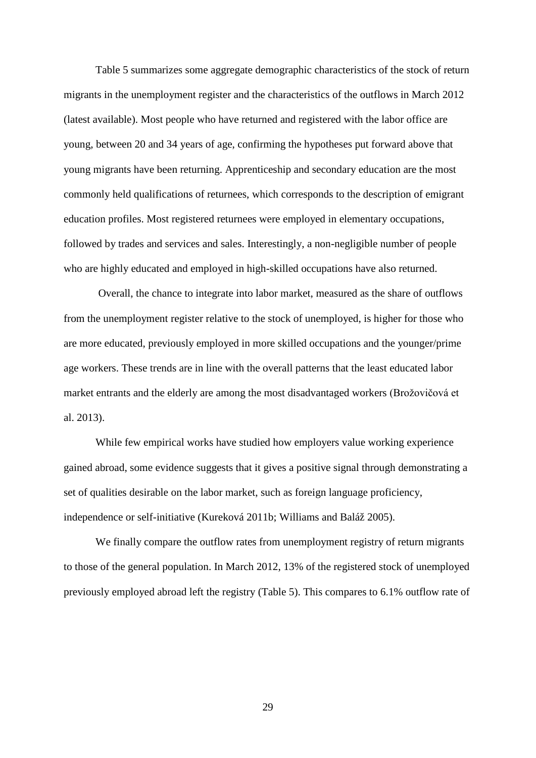Table 5 summarizes some aggregate demographic characteristics of the stock of return migrants in the unemployment register and the characteristics of the outflows in March 2012 (latest available). Most people who have returned and registered with the labor office are young, between 20 and 34 years of age, confirming the hypotheses put forward above that young migrants have been returning. Apprenticeship and secondary education are the most commonly held qualifications of returnees, which corresponds to the description of emigrant education profiles. Most registered returnees were employed in elementary occupations, followed by trades and services and sales. Interestingly, a non-negligible number of people who are highly educated and employed in high-skilled occupations have also returned.

Overall, the chance to integrate into labor market, measured as the share of outflows from the unemployment register relative to the stock of unemployed, is higher for those who are more educated, previously employed in more skilled occupations and the younger/prime age workers. These trends are in line with the overall patterns that the least educated labor market entrants and the elderly are among the most disadvantaged workers (Brožovičová et al. 2013).

While few empirical works have studied how employers value working experience gained abroad, some evidence suggests that it gives a positive signal through demonstrating a set of qualities desirable on the labor market, such as foreign language proficiency, independence or self-initiative (Kureková 2011b; Williams and Baláž 2005).

We finally compare the outflow rates from unemployment registry of return migrants to those of the general population. In March 2012, 13% of the registered stock of unemployed previously employed abroad left the registry (Table 5). This compares to 6.1% outflow rate of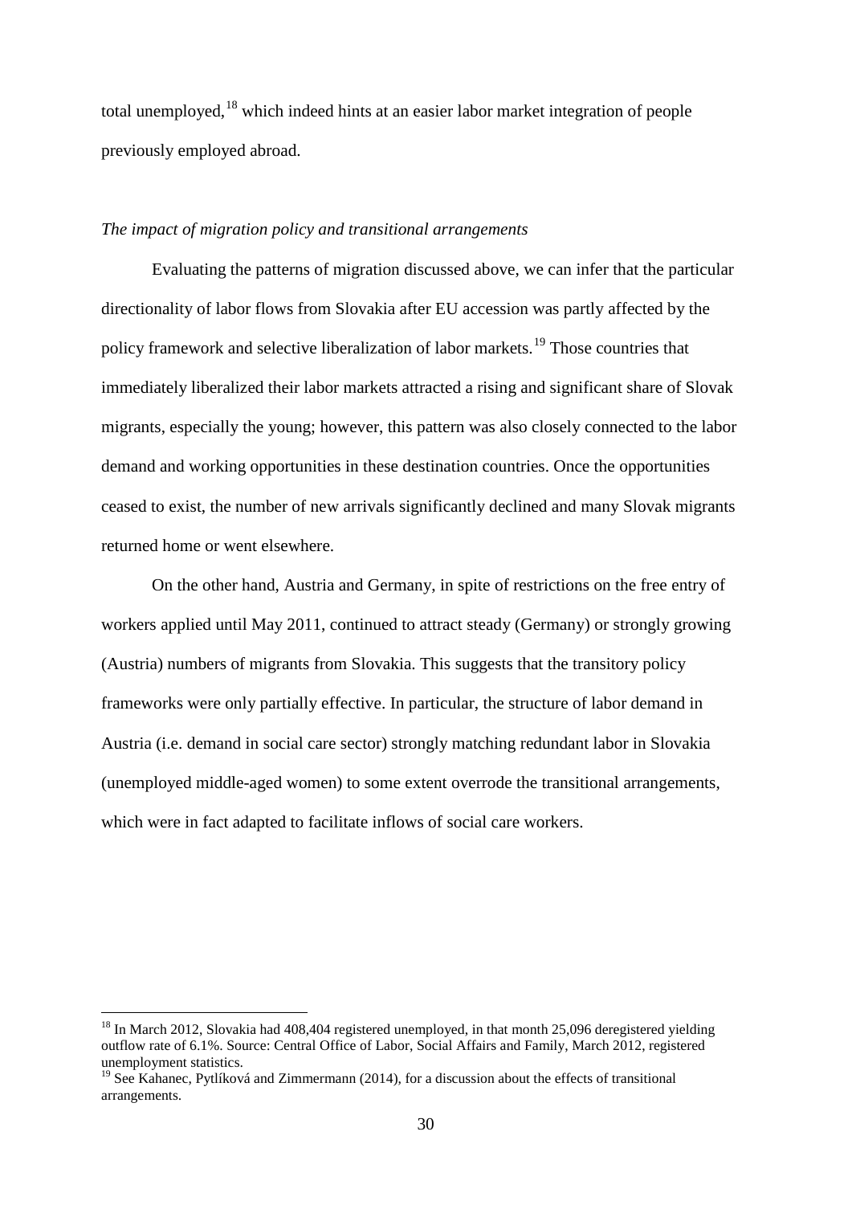total unemployed,[18] which indeed hints at an easier labor market integration of people previously employed abroad.

*The impact of migration policy and transitional arrangements*

Evaluating the patterns of migration discussed above, we can infer that the particular directionality of labor flows from Slovakia after EU accession was partly affected by the policy framework and selective liberalization of labor markets.[19] Those countries that immediately liberalized their labor markets attracted a rising and significant share of Slovak migrants, especially the young; however, this pattern was also closely connected to the labor demand and working opportunities in these destination countries. Once the opportunities ceased to exist, the number of new arrivals significantly declined and many Slovak migrants returned home or went elsewhere.

On the other hand, Austria and Germany, in spite of restrictions on the free entry of workers applied until May 2011, continued to attract steady (Germany) or strongly growing (Austria) numbers of migrants from Slovakia. This suggests that the transitory policy frameworks were only partially effective. In particular, the structure of labor demand in Austria (i.e. demand in social care sector) strongly matching redundant labor in Slovakia (unemployed middle-aged women) to some extent overrode the transitional arrangements, which were in fact adapted to facilitate inflows of social care workers.

---

[18] In March 2012, Slovakia had 408,404 registered unemployed, in that month 25,096 deregistered yielding outflow rate of 6.1%. Source: Central Office of Labor, Social Affairs and Family, March 2012, registered unemployment statistics.

[19] See Kahanec, Pytlíková and Zimmermann (2014), for a discussion about the effects of transitional arrangements.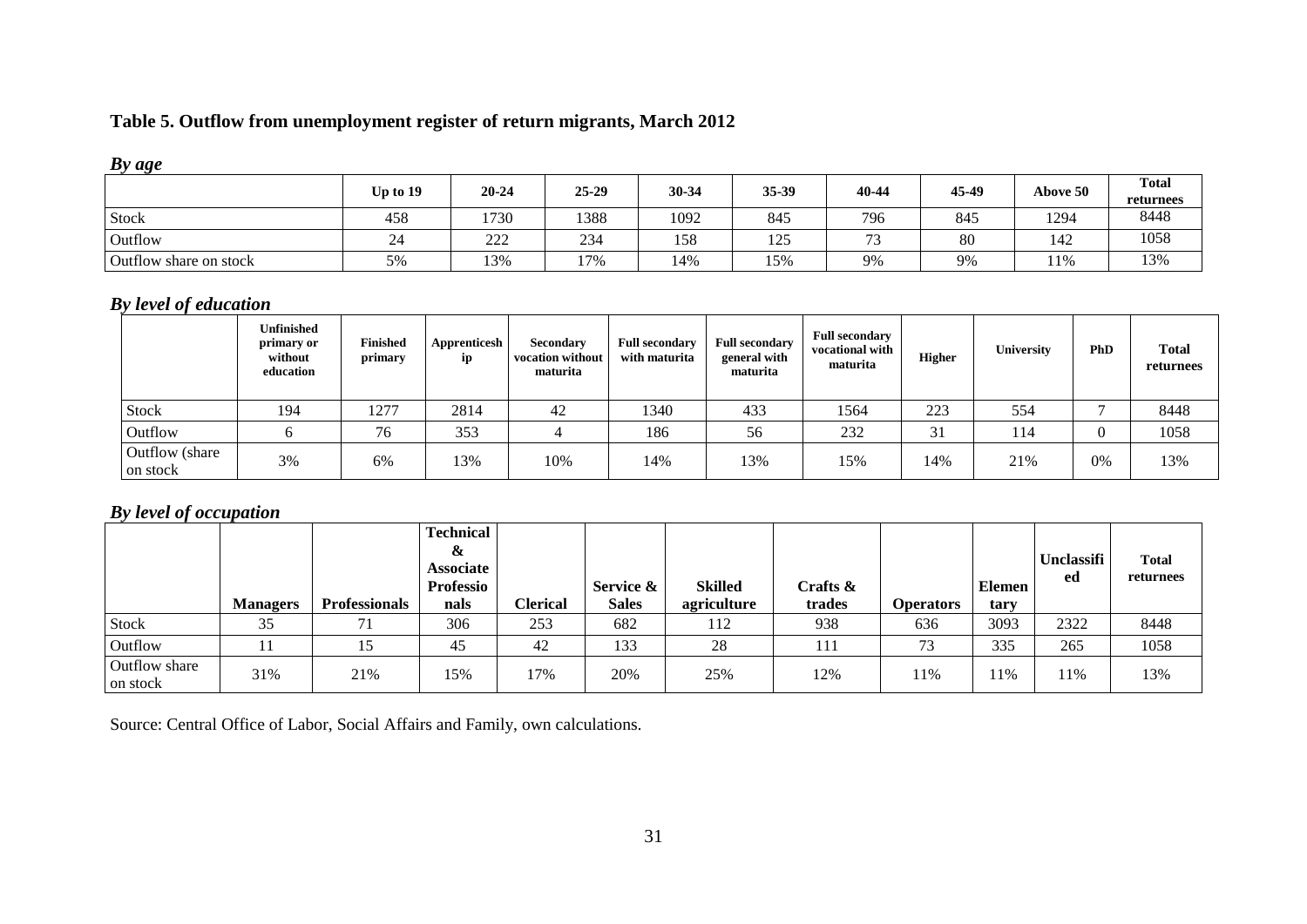**Table 5. Outflow from unemployment register of return migrants, March 2012**

***By age***

| | Up to 19 | 20-24 | 25-29 | 30-34 | 35-39 | 40-44 | 45-49 | Above 50 | Total returnees |
|---|---|---|---|---|---|---|---|---|---|
| Stock | 458 | 1730 | 1388 | 1092 | 845 | 796 | 845 | 1294 | 8448 |
| Outflow | 24 | 222 | 234 | 158 | 125 | 73 | 80 | 142 | 1058 |
| Outflow share on stock | 5% | 13% | 17% | 14% | 15% | 9% | 9% | 11% | 13% |

***By level of education***

| | Unfinished primary or without education | Finished primary | Apprenticeship | Secondary vocation without maturita | Full secondary with maturita | Full secondary general with maturita | Full secondary vocational with maturita | Higher | University | PhD | Total returnees |
|---|---|---|---|---|---|---|---|---|---|---|---|
| Stock | 194 | 1277 | 2814 | 42 | 1340 | 433 | 1564 | 223 | 554 | 7 | 8448 |
| Outflow | 6 | 76 | 353 | 4 | 186 | 56 | 232 | 31 | 114 | 0 | 1058 |
| Outflow (share on stock | 3% | 6% | 13% | 10% | 14% | 13% | 15% | 14% | 21% | 0% | 13% |

***By level of occupation***

| | Managers | Professionals | Technical & Associate Professionals | Clerical | Service & Sales | Skilled agriculture | Crafts & trades | Operators | Elementary | Unclassified | Total returnees |
|---|---|---|---|---|---|---|---|---|---|---|---|
| Stock | 35 | 71 | 306 | 253 | 682 | 112 | 938 | 636 | 3093 | 2322 | 8448 |
| Outflow | 11 | 15 | 45 | 42 | 133 | 28 | 111 | 73 | 335 | 265 | 1058 |
| Outflow share on stock | 31% | 21% | 15% | 17% | 20% | 25% | 12% | 11% | 11% | 11% | 13% |

Source: Central Office of Labor, Social Affairs and Family, own calculations.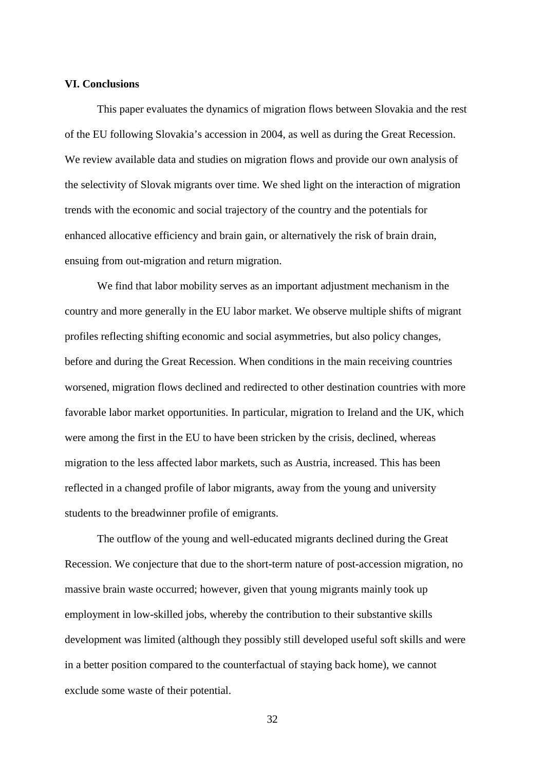## VI. Conclusions

This paper evaluates the dynamics of migration flows between Slovakia and the rest of the EU following Slovakia's accession in 2004, as well as during the Great Recession. We review available data and studies on migration flows and provide our own analysis of the selectivity of Slovak migrants over time. We shed light on the interaction of migration trends with the economic and social trajectory of the country and the potentials for enhanced allocative efficiency and brain gain, or alternatively the risk of brain drain, ensuing from out-migration and return migration.

We find that labor mobility serves as an important adjustment mechanism in the country and more generally in the EU labor market. We observe multiple shifts of migrant profiles reflecting shifting economic and social asymmetries, but also policy changes, before and during the Great Recession. When conditions in the main receiving countries worsened, migration flows declined and redirected to other destination countries with more favorable labor market opportunities. In particular, migration to Ireland and the UK, which were among the first in the EU to have been stricken by the crisis, declined, whereas migration to the less affected labor markets, such as Austria, increased. This has been reflected in a changed profile of labor migrants, away from the young and university students to the breadwinner profile of emigrants.

The outflow of the young and well-educated migrants declined during the Great Recession. We conjecture that due to the short-term nature of post-accession migration, no massive brain waste occurred; however, given that young migrants mainly took up employment in low-skilled jobs, whereby the contribution to their substantive skills development was limited (although they possibly still developed useful soft skills and were in a better position compared to the counterfactual of staying back home), we cannot exclude some waste of their potential.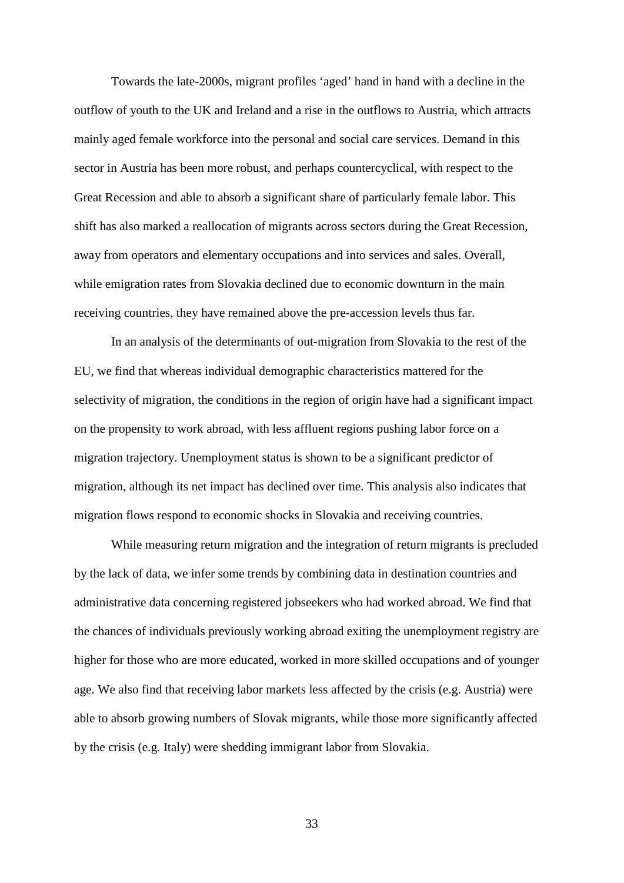Towards the late-2000s, migrant profiles 'aged' hand in hand with a decline in the outflow of youth to the UK and Ireland and a rise in the outflows to Austria, which attracts mainly aged female workforce into the personal and social care services. Demand in this sector in Austria has been more robust, and perhaps countercyclical, with respect to the Great Recession and able to absorb a significant share of particularly female labor. This shift has also marked a reallocation of migrants across sectors during the Great Recession, away from operators and elementary occupations and into services and sales. Overall, while emigration rates from Slovakia declined due to economic downturn in the main receiving countries, they have remained above the pre-accession levels thus far.

In an analysis of the determinants of out-migration from Slovakia to the rest of the EU, we find that whereas individual demographic characteristics mattered for the selectivity of migration, the conditions in the region of origin have had a significant impact on the propensity to work abroad, with less affluent regions pushing labor force on a migration trajectory. Unemployment status is shown to be a significant predictor of migration, although its net impact has declined over time. This analysis also indicates that migration flows respond to economic shocks in Slovakia and receiving countries.

While measuring return migration and the integration of return migrants is precluded by the lack of data, we infer some trends by combining data in destination countries and administrative data concerning registered jobseekers who had worked abroad. We find that the chances of individuals previously working abroad exiting the unemployment registry are higher for those who are more educated, worked in more skilled occupations and of younger age. We also find that receiving labor markets less affected by the crisis (e.g. Austria) were able to absorb growing numbers of Slovak migrants, while those more significantly affected by the crisis (e.g. Italy) were shedding immigrant labor from Slovakia.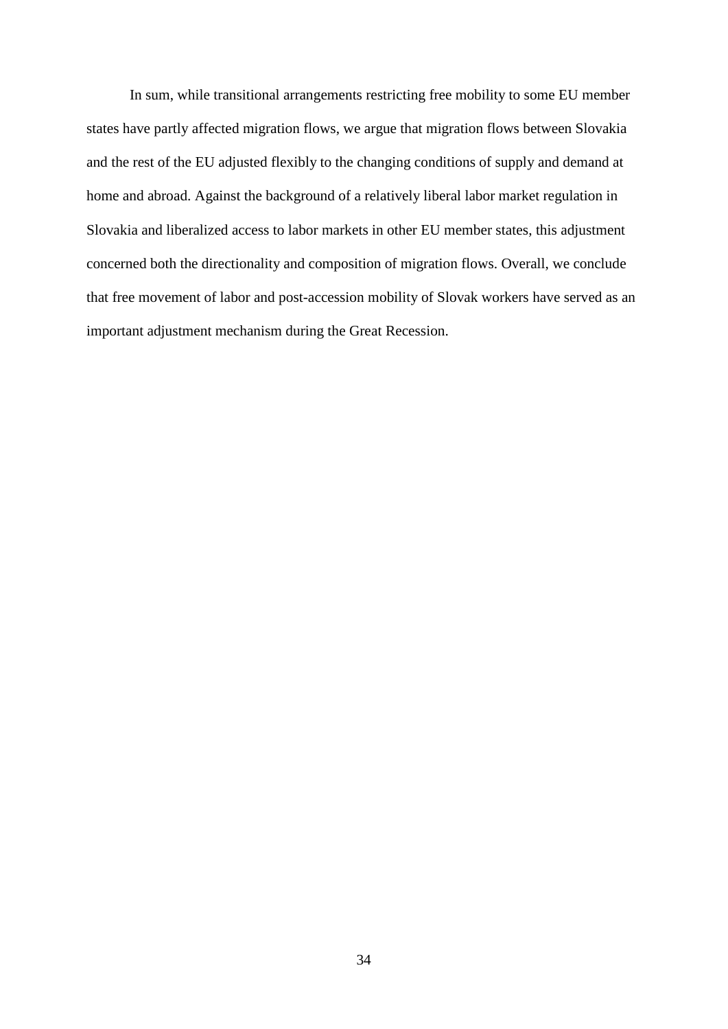In sum, while transitional arrangements restricting free mobility to some EU member states have partly affected migration flows, we argue that migration flows between Slovakia and the rest of the EU adjusted flexibly to the changing conditions of supply and demand at home and abroad. Against the background of a relatively liberal labor market regulation in Slovakia and liberalized access to labor markets in other EU member states, this adjustment concerned both the directionality and composition of migration flows. Overall, we conclude that free movement of labor and post-accession mobility of Slovak workers have served as an important adjustment mechanism during the Great Recession.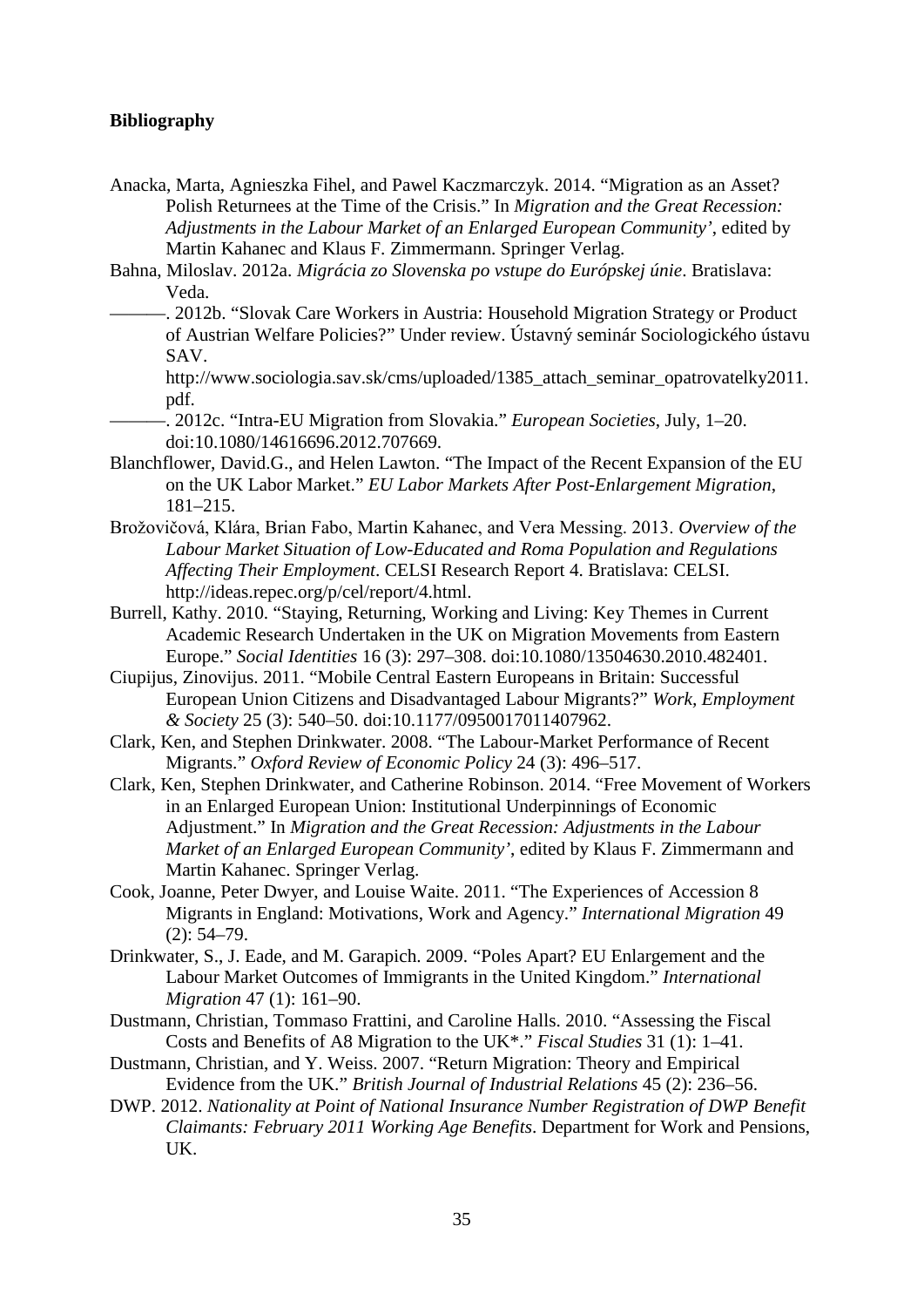**Bibliography**

Anacka, Marta, Agnieszka Fihel, and Pawel Kaczmarczyk. 2014. "Migration as an Asset? Polish Returnees at the Time of the Crisis." In *Migration and the Great Recession: Adjustments in the Labour Market of an Enlarged European Community'*, edited by Martin Kahanec and Klaus F. Zimmermann. Springer Verlag.

Bahna, Miloslav. 2012a. *Migrácia zo Slovenska po vstupe do Európskej únie*. Bratislava: Veda.

———. 2012b. "Slovak Care Workers in Austria: Household Migration Strategy or Product of Austrian Welfare Policies?" Under review. Ústavný seminár Sociologického ústavu SAV. http://www.sociologia.sav.sk/cms/uploaded/1385_attach_seminar_opatrovatelky2011.pdf.

———. 2012c. "Intra-EU Migration from Slovakia." *European Societies*, July, 1–20. doi:10.1080/14616696.2012.707669.

Blanchflower, David.G., and Helen Lawton. "The Impact of the Recent Expansion of the EU on the UK Labor Market." *EU Labor Markets After Post-Enlargement Migration*, 181–215.

Brožovičová, Klára, Brian Fabo, Martin Kahanec, and Vera Messing. 2013. *Overview of the Labour Market Situation of Low-Educated and Roma Population and Regulations Affecting Their Employment*. CELSI Research Report 4. Bratislava: CELSI. http://ideas.repec.org/p/cel/report/4.html.

Burrell, Kathy. 2010. "Staying, Returning, Working and Living: Key Themes in Current Academic Research Undertaken in the UK on Migration Movements from Eastern Europe." *Social Identities* 16 (3): 297–308. doi:10.1080/13504630.2010.482401.

Ciupijus, Zinovijus. 2011. "Mobile Central Eastern Europeans in Britain: Successful European Union Citizens and Disadvantaged Labour Migrants?" *Work, Employment & Society* 25 (3): 540–50. doi:10.1177/0950017011407962.

Clark, Ken, and Stephen Drinkwater. 2008. "The Labour-Market Performance of Recent Migrants." *Oxford Review of Economic Policy* 24 (3): 496–517.

Clark, Ken, Stephen Drinkwater, and Catherine Robinson. 2014. "Free Movement of Workers in an Enlarged European Union: Institutional Underpinnings of Economic Adjustment." In *Migration and the Great Recession: Adjustments in the Labour Market of an Enlarged European Community'*, edited by Klaus F. Zimmermann and Martin Kahanec. Springer Verlag.

Cook, Joanne, Peter Dwyer, and Louise Waite. 2011. "The Experiences of Accession 8 Migrants in England: Motivations, Work and Agency." *International Migration* 49 (2): 54–79.

Drinkwater, S., J. Eade, and M. Garapich. 2009. "Poles Apart? EU Enlargement and the Labour Market Outcomes of Immigrants in the United Kingdom." *International Migration* 47 (1): 161–90.

Dustmann, Christian, Tommaso Frattini, and Caroline Halls. 2010. "Assessing the Fiscal Costs and Benefits of A8 Migration to the UK*." *Fiscal Studies* 31 (1): 1–41.

Dustmann, Christian, and Y. Weiss. 2007. "Return Migration: Theory and Empirical Evidence from the UK." *British Journal of Industrial Relations* 45 (2): 236–56.

DWP. 2012. *Nationality at Point of National Insurance Number Registration of DWP Benefit Claimants: February 2011 Working Age Benefits*. Department for Work and Pensions, UK.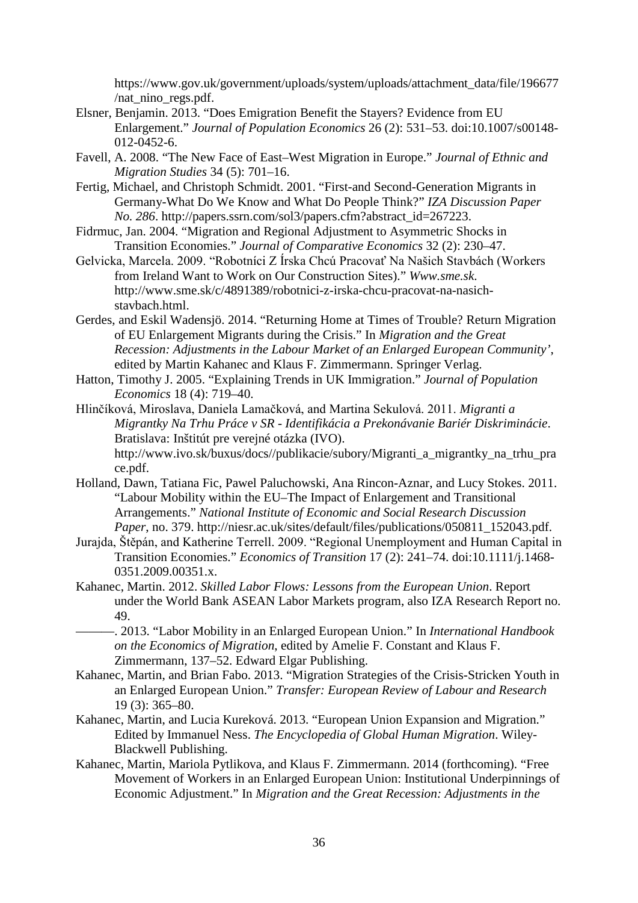https://www.gov.uk/government/uploads/system/uploads/attachment_data/file/196677/nat_nino_regs.pdf.

Elsner, Benjamin. 2013. “Does Emigration Benefit the Stayers? Evidence from EU Enlargement.” *Journal of Population Economics* 26 (2): 531–53. doi:10.1007/s00148-012-0452-6.

Favell, A. 2008. “The New Face of East–West Migration in Europe.” *Journal of Ethnic and Migration Studies* 34 (5): 701–16.

Fertig, Michael, and Christoph Schmidt. 2001. “First-and Second-Generation Migrants in Germany-What Do We Know and What Do People Think?” *IZA Discussion Paper No. 286*. http://papers.ssrn.com/sol3/papers.cfm?abstract_id=267223.

Fidrmuc, Jan. 2004. “Migration and Regional Adjustment to Asymmetric Shocks in Transition Economies.” *Journal of Comparative Economics* 32 (2): 230–47.

Gelvicka, Marcela. 2009. “Robotníci Z Írska Chcú Pracovať Na Našich Stavbách (Workers from Ireland Want to Work on Our Construction Sites).” *Www.sme.sk*. http://www.sme.sk/c/4891389/robotnici-z-irska-chcu-pracovat-na-nasich-stavbach.html.

Gerdes, and Eskil Wadensjö. 2014. “Returning Home at Times of Trouble? Return Migration of EU Enlargement Migrants during the Crisis.” In *Migration and the Great Recession: Adjustments in the Labour Market of an Enlarged European Community’*, edited by Martin Kahanec and Klaus F. Zimmermann. Springer Verlag.

Hatton, Timothy J. 2005. “Explaining Trends in UK Immigration.” *Journal of Population Economics* 18 (4): 719–40.

Hlinčíková, Miroslava, Daniela Lamačková, and Martina Sekulová. 2011. *Migranti a Migrantky Na Trhu Práce v SR - Identifikácia a Prekonávanie Bariér Diskriminácie*. Bratislava: Inštitút pre verejné otázka (IVO). http://www.ivo.sk/buxus/docs//publikacie/subory/Migranti_a_migrantky_na_trhu_prace.pdf.

Holland, Dawn, Tatiana Fic, Pawel Paluchowski, Ana Rincon-Aznar, and Lucy Stokes. 2011. “Labour Mobility within the EU–The Impact of Enlargement and Transitional Arrangements.” *National Institute of Economic and Social Research Discussion Paper*, no. 379. http://niesr.ac.uk/sites/default/files/publications/050811_152043.pdf.

Jurajda, Štěpán, and Katherine Terrell. 2009. “Regional Unemployment and Human Capital in Transition Economies.” *Economics of Transition* 17 (2): 241–74. doi:10.1111/j.1468-0351.2009.00351.x.

Kahanec, Martin. 2012. *Skilled Labor Flows: Lessons from the European Union*. Report under the World Bank ASEAN Labor Markets program, also IZA Research Report no. 49.

———. 2013. “Labor Mobility in an Enlarged European Union.” In *International Handbook on the Economics of Migration*, edited by Amelie F. Constant and Klaus F. Zimmermann, 137–52. Edward Elgar Publishing.

Kahanec, Martin, and Brian Fabo. 2013. “Migration Strategies of the Crisis-Stricken Youth in an Enlarged European Union.” *Transfer: European Review of Labour and Research* 19 (3): 365–80.

Kahanec, Martin, and Lucia Kureková. 2013. “European Union Expansion and Migration.” Edited by Immanuel Ness. *The Encyclopedia of Global Human Migration*. Wiley-Blackwell Publishing.

Kahanec, Martin, Mariola Pytlikova, and Klaus F. Zimmermann. 2014 (forthcoming). “Free Movement of Workers in an Enlarged European Union: Institutional Underpinnings of Economic Adjustment.” In *Migration and the Great Recession: Adjustments in the*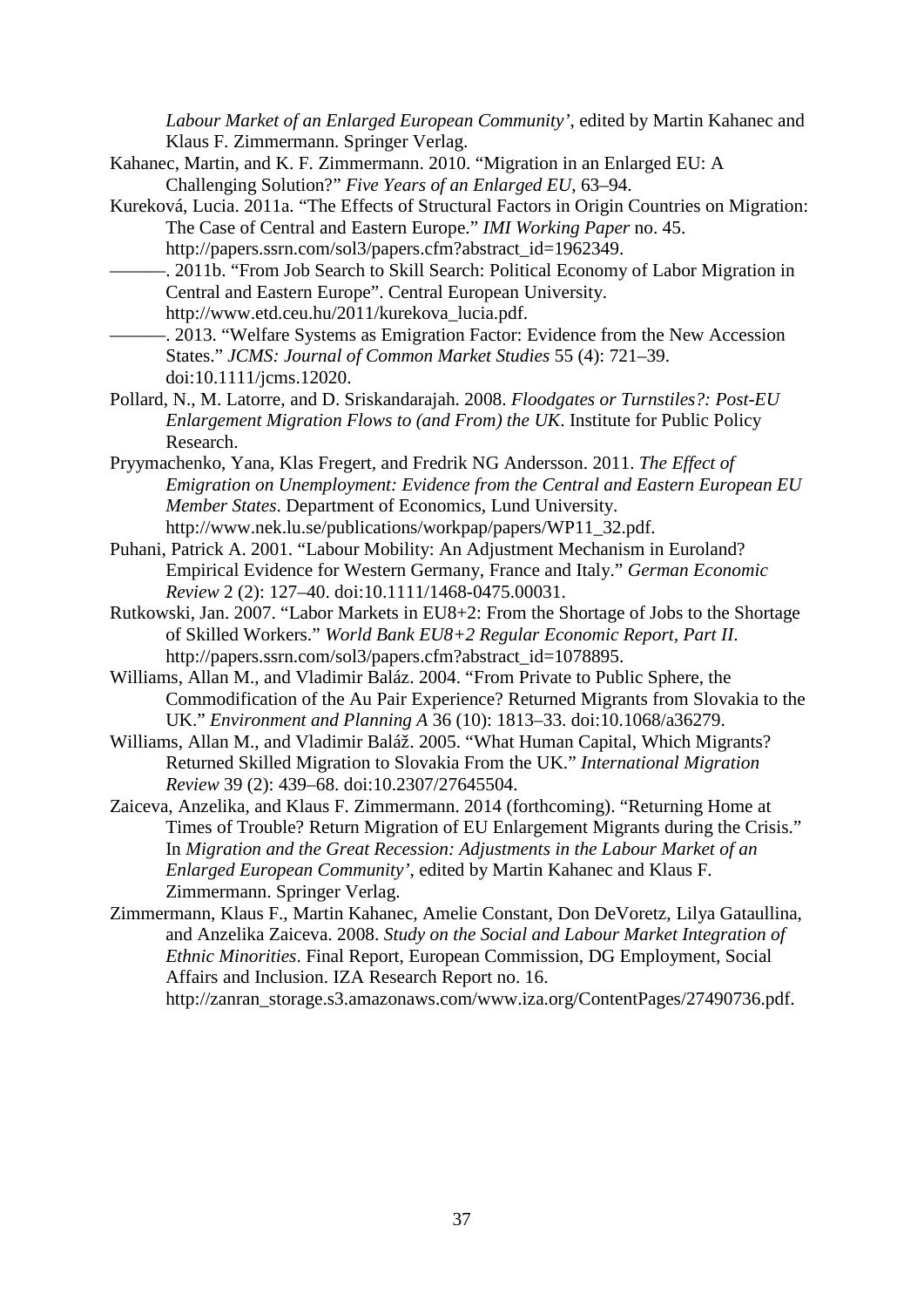*Labour Market of an Enlarged European Community'*, edited by Martin Kahanec and Klaus F. Zimmermann. Springer Verlag.

Kahanec, Martin, and K. F. Zimmermann. 2010. "Migration in an Enlarged EU: A Challenging Solution?" *Five Years of an Enlarged EU*, 63–94.

Kureková, Lucia. 2011a. "The Effects of Structural Factors in Origin Countries on Migration: The Case of Central and Eastern Europe." *IMI Working Paper* no. 45. http://papers.ssrn.com/sol3/papers.cfm?abstract_id=1962349.

———. 2011b. "From Job Search to Skill Search: Political Economy of Labor Migration in Central and Eastern Europe". Central European University. http://www.etd.ceu.hu/2011/kurekova_lucia.pdf.

———. 2013. "Welfare Systems as Emigration Factor: Evidence from the New Accession States." *JCMS: Journal of Common Market Studies* 55 (4): 721–39. doi:10.1111/jcms.12020.

Pollard, N., M. Latorre, and D. Sriskandarajah. 2008. *Floodgates or Turnstiles?: Post-EU Enlargement Migration Flows to (and From) the UK*. Institute for Public Policy Research.

Pryymachenko, Yana, Klas Fregert, and Fredrik NG Andersson. 2011. *The Effect of Emigration on Unemployment: Evidence from the Central and Eastern European EU Member States*. Department of Economics, Lund University. http://www.nek.lu.se/publications/workpap/papers/WP11_32.pdf.

Puhani, Patrick A. 2001. "Labour Mobility: An Adjustment Mechanism in Euroland? Empirical Evidence for Western Germany, France and Italy." *German Economic Review* 2 (2): 127–40. doi:10.1111/1468-0475.00031.

Rutkowski, Jan. 2007. "Labor Markets in EU8+2: From the Shortage of Jobs to the Shortage of Skilled Workers." *World Bank EU8+2 Regular Economic Report, Part II*. http://papers.ssrn.com/sol3/papers.cfm?abstract_id=1078895.

Williams, Allan M., and Vladimir Baláz. 2004. "From Private to Public Sphere, the Commodification of the Au Pair Experience? Returned Migrants from Slovakia to the UK." *Environment and Planning A* 36 (10): 1813–33. doi:10.1068/a36279.

Williams, Allan M., and Vladimir Baláž. 2005. "What Human Capital, Which Migrants? Returned Skilled Migration to Slovakia From the UK." *International Migration Review* 39 (2): 439–68. doi:10.2307/27645504.

Zaiceva, Anzelika, and Klaus F. Zimmermann. 2014 (forthcoming). "Returning Home at Times of Trouble? Return Migration of EU Enlargement Migrants during the Crisis." In *Migration and the Great Recession: Adjustments in the Labour Market of an Enlarged European Community'*, edited by Martin Kahanec and Klaus F. Zimmermann. Springer Verlag.

Zimmermann, Klaus F., Martin Kahanec, Amelie Constant, Don DeVoretz, Lilya Gataullina, and Anzelika Zaiceva. 2008. *Study on the Social and Labour Market Integration of Ethnic Minorities*. Final Report, European Commission, DG Employment, Social Affairs and Inclusion. IZA Research Report no. 16. http://zanran_storage.s3.amazonaws.com/www.iza.org/ContentPages/27490736.pdf.